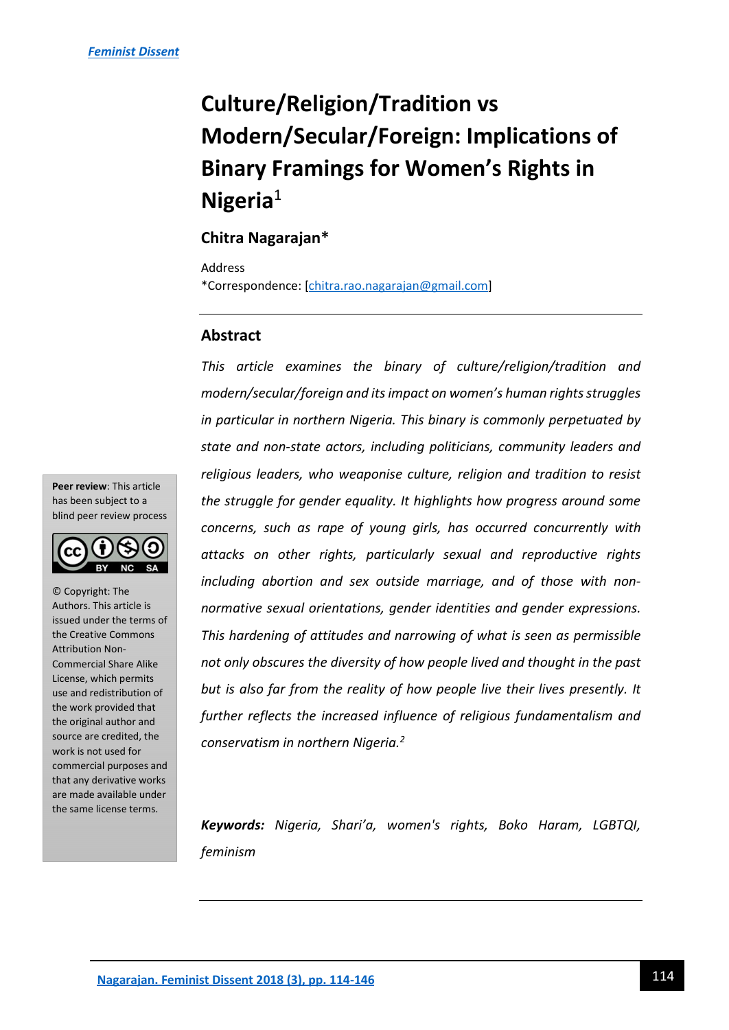# Culture/Religion/Tradition vs Modern/Secular/Foreign: Implications of Binary Framings for Women's Rights in Nigeria[1]

## Chitra Nagarajan*

Address

*Correspondence: [chitra.rao.nagarajan@gmail.com]

**Peer review**: This article has been subject to a blind peer review process

© Copyright: The Authors. This article is issued under the terms of the Creative Commons Attribution Non-Commercial Share Alike License, which permits use and redistribution of the work provided that the original author and source are credited, the work is not used for commercial purposes and that any derivative works are made available under the same license terms.

## Abstract

*This article examines the binary of culture/religion/tradition and modern/secular/foreign and its impact on women's human rights struggles in particular in northern Nigeria. This binary is commonly perpetuated by state and non-state actors, including politicians, community leaders and religious leaders, who weaponise culture, religion and tradition to resist the struggle for gender equality. It highlights how progress around some concerns, such as rape of young girls, has occurred concurrently with attacks on other rights, particularly sexual and reproductive rights including abortion and sex outside marriage, and of those with non-normative sexual orientations, gender identities and gender expressions. This hardening of attitudes and narrowing of what is seen as permissible not only obscures the diversity of how people lived and thought in the past but is also far from the reality of how people live their lives presently. It further reflects the increased influence of religious fundamentalism and conservatism in northern Nigeria.*[2]

***Keywords:*** *Nigeria, Shari'a, women's rights, Boko Haram, LGBTQI, feminism*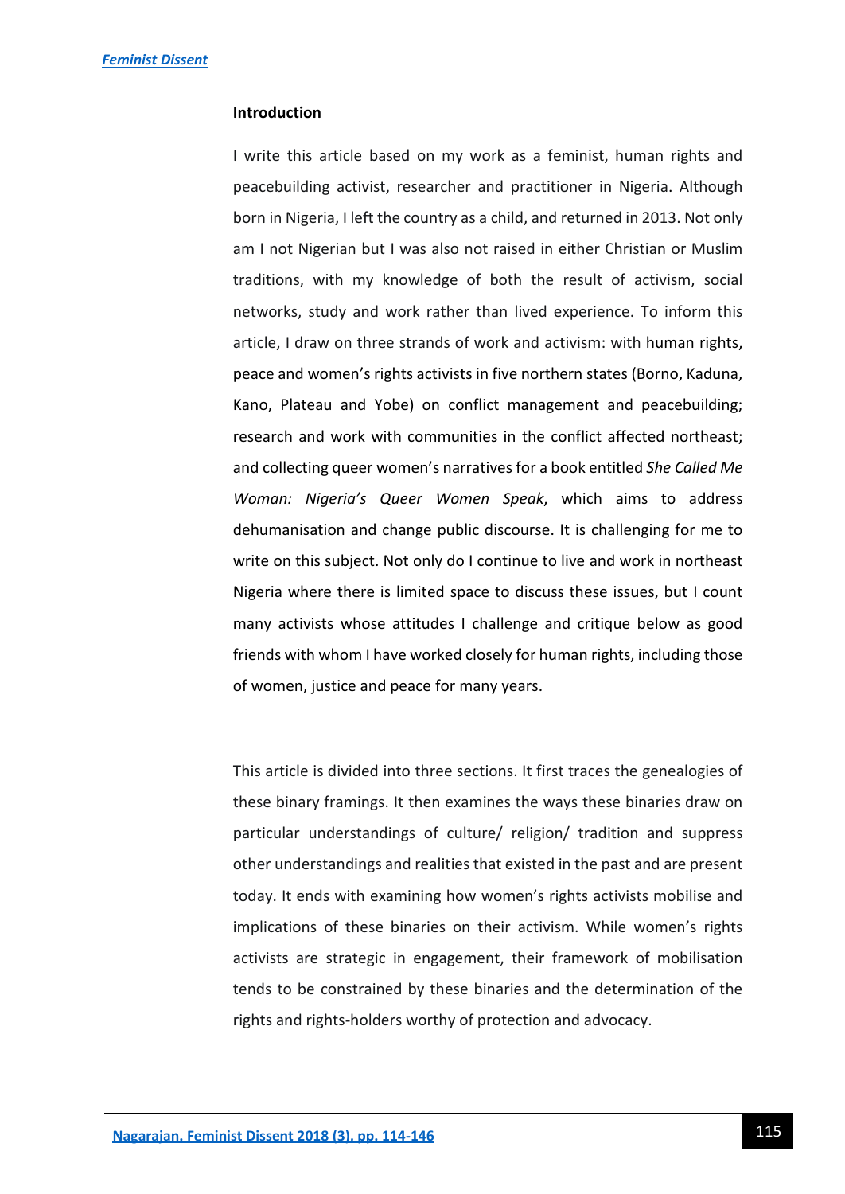## Introduction

I write this article based on my work as a feminist, human rights and peacebuilding activist, researcher and practitioner in Nigeria. Although born in Nigeria, I left the country as a child, and returned in 2013. Not only am I not Nigerian but I was also not raised in either Christian or Muslim traditions, with my knowledge of both the result of activism, social networks, study and work rather than lived experience. To inform this article, I draw on three strands of work and activism: with human rights, peace and women's rights activists in five northern states (Borno, Kaduna, Kano, Plateau and Yobe) on conflict management and peacebuilding; research and work with communities in the conflict affected northeast; and collecting queer women's narratives for a book entitled *She Called Me Woman: Nigeria's Queer Women Speak*, which aims to address dehumanisation and change public discourse. It is challenging for me to write on this subject. Not only do I continue to live and work in northeast Nigeria where there is limited space to discuss these issues, but I count many activists whose attitudes I challenge and critique below as good friends with whom I have worked closely for human rights, including those of women, justice and peace for many years.

This article is divided into three sections. It first traces the genealogies of these binary framings. It then examines the ways these binaries draw on particular understandings of culture/ religion/ tradition and suppress other understandings and realities that existed in the past and are present today. It ends with examining how women's rights activists mobilise and implications of these binaries on their activism. While women's rights activists are strategic in engagement, their framework of mobilisation tends to be constrained by these binaries and the determination of the rights and rights-holders worthy of protection and advocacy.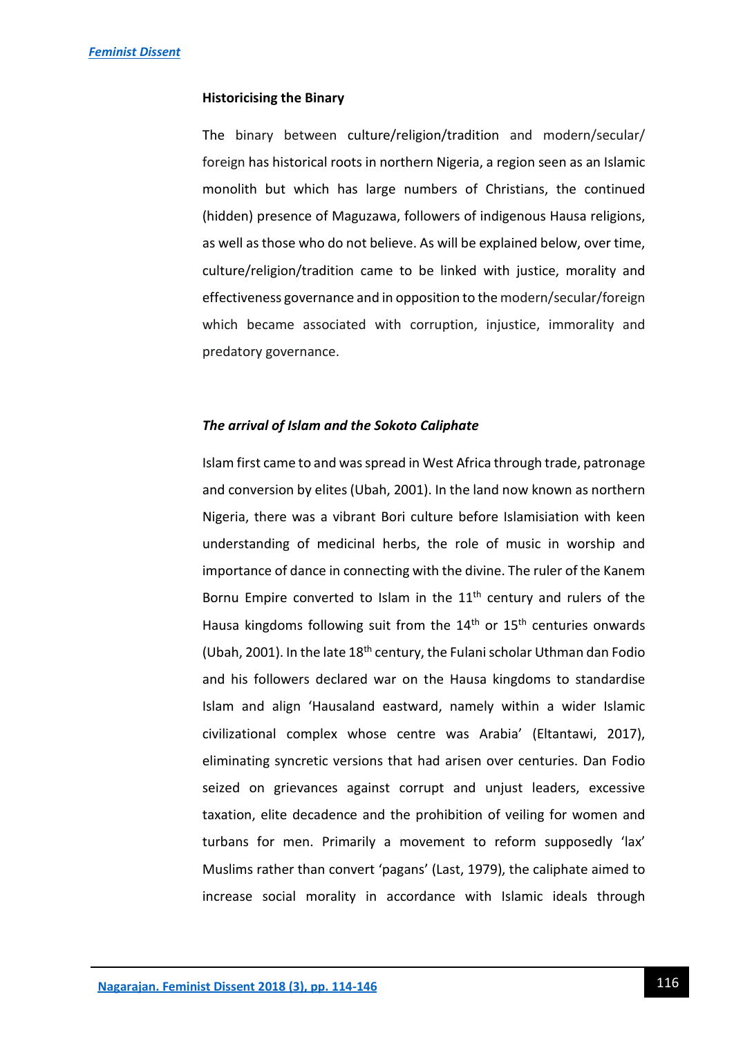### Historicising the Binary

The binary between culture/religion/tradition and modern/secular/ foreign has historical roots in northern Nigeria, a region seen as an Islamic monolith but which has large numbers of Christians, the continued (hidden) presence of Maguzawa, followers of indigenous Hausa religions, as well as those who do not believe. As will be explained below, over time, culture/religion/tradition came to be linked with justice, morality and effectiveness governance and in opposition to the modern/secular/foreign which became associated with corruption, injustice, immorality and predatory governance.

#### *The arrival of Islam and the Sokoto Caliphate*

Islam first came to and was spread in West Africa through trade, patronage and conversion by elites (Ubah, 2001). In the land now known as northern Nigeria, there was a vibrant Bori culture before Islamisiation with keen understanding of medicinal herbs, the role of music in worship and importance of dance in connecting with the divine. The ruler of the Kanem Bornu Empire converted to Islam in the 11th century and rulers of the Hausa kingdoms following suit from the 14th or 15th centuries onwards (Ubah, 2001). In the late 18th century, the Fulani scholar Uthman dan Fodio and his followers declared war on the Hausa kingdoms to standardise Islam and align 'Hausaland eastward, namely within a wider Islamic civilizational complex whose centre was Arabia' (Eltantawi, 2017), eliminating syncretic versions that had arisen over centuries. Dan Fodio seized on grievances against corrupt and unjust leaders, excessive taxation, elite decadence and the prohibition of veiling for women and turbans for men. Primarily a movement to reform supposedly 'lax' Muslims rather than convert 'pagans' (Last, 1979), the caliphate aimed to increase social morality in accordance with Islamic ideals through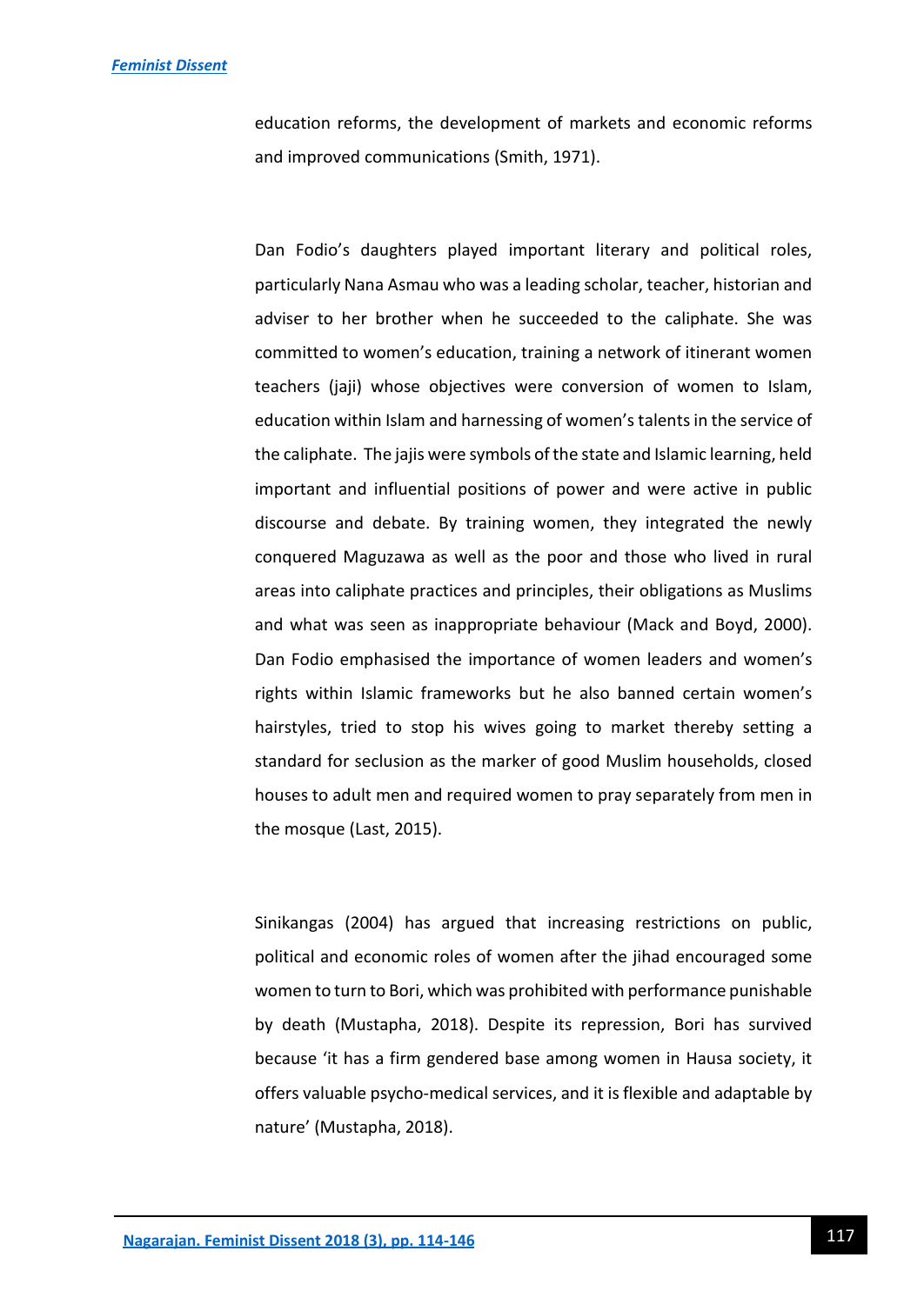education reforms, the development of markets and economic reforms and improved communications (Smith, 1971).

Dan Fodio's daughters played important literary and political roles, particularly Nana Asmau who was a leading scholar, teacher, historian and adviser to her brother when he succeeded to the caliphate. She was committed to women's education, training a network of itinerant women teachers (jaji) whose objectives were conversion of women to Islam, education within Islam and harnessing of women's talents in the service of the caliphate. The jajis were symbols of the state and Islamic learning, held important and influential positions of power and were active in public discourse and debate. By training women, they integrated the newly conquered Maguzawa as well as the poor and those who lived in rural areas into caliphate practices and principles, their obligations as Muslims and what was seen as inappropriate behaviour (Mack and Boyd, 2000). Dan Fodio emphasised the importance of women leaders and women's rights within Islamic frameworks but he also banned certain women's hairstyles, tried to stop his wives going to market thereby setting a standard for seclusion as the marker of good Muslim households, closed houses to adult men and required women to pray separately from men in the mosque (Last, 2015).

Sinikangas (2004) has argued that increasing restrictions on public, political and economic roles of women after the jihad encouraged some women to turn to Bori, which was prohibited with performance punishable by death (Mustapha, 2018). Despite its repression, Bori has survived because 'it has a firm gendered base among women in Hausa society, it offers valuable psycho-medical services, and it is flexible and adaptable by nature' (Mustapha, 2018).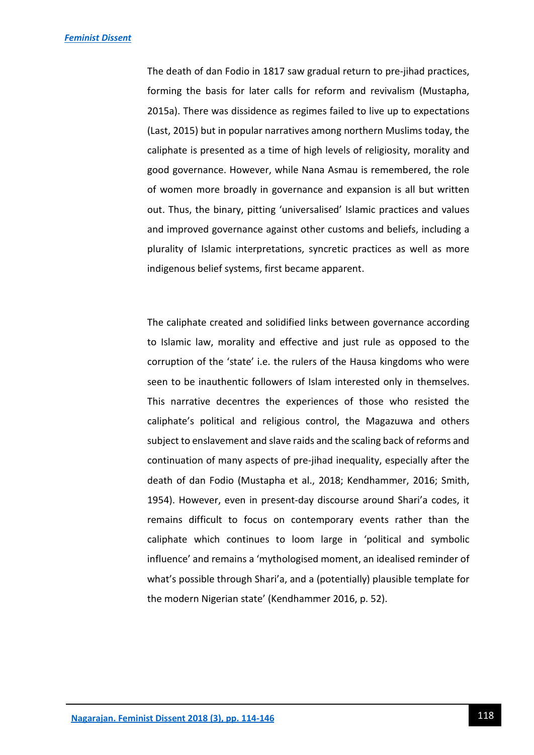The death of dan Fodio in 1817 saw gradual return to pre-jihad practices, forming the basis for later calls for reform and revivalism (Mustapha, 2015a). There was dissidence as regimes failed to live up to expectations (Last, 2015) but in popular narratives among northern Muslims today, the caliphate is presented as a time of high levels of religiosity, morality and good governance. However, while Nana Asmau is remembered, the role of women more broadly in governance and expansion is all but written out. Thus, the binary, pitting 'universalised' Islamic practices and values and improved governance against other customs and beliefs, including a plurality of Islamic interpretations, syncretic practices as well as more indigenous belief systems, first became apparent.

The caliphate created and solidified links between governance according to Islamic law, morality and effective and just rule as opposed to the corruption of the 'state' i.e. the rulers of the Hausa kingdoms who were seen to be inauthentic followers of Islam interested only in themselves. This narrative decentres the experiences of those who resisted the caliphate's political and religious control, the Magazuwa and others subject to enslavement and slave raids and the scaling back of reforms and continuation of many aspects of pre-jihad inequality, especially after the death of dan Fodio (Mustapha et al., 2018; Kendhammer, 2016; Smith, 1954). However, even in present-day discourse around Shari'a codes, it remains difficult to focus on contemporary events rather than the caliphate which continues to loom large in 'political and symbolic influence' and remains a 'mythologised moment, an idealised reminder of what's possible through Shari'a, and a (potentially) plausible template for the modern Nigerian state' (Kendhammer 2016, p. 52).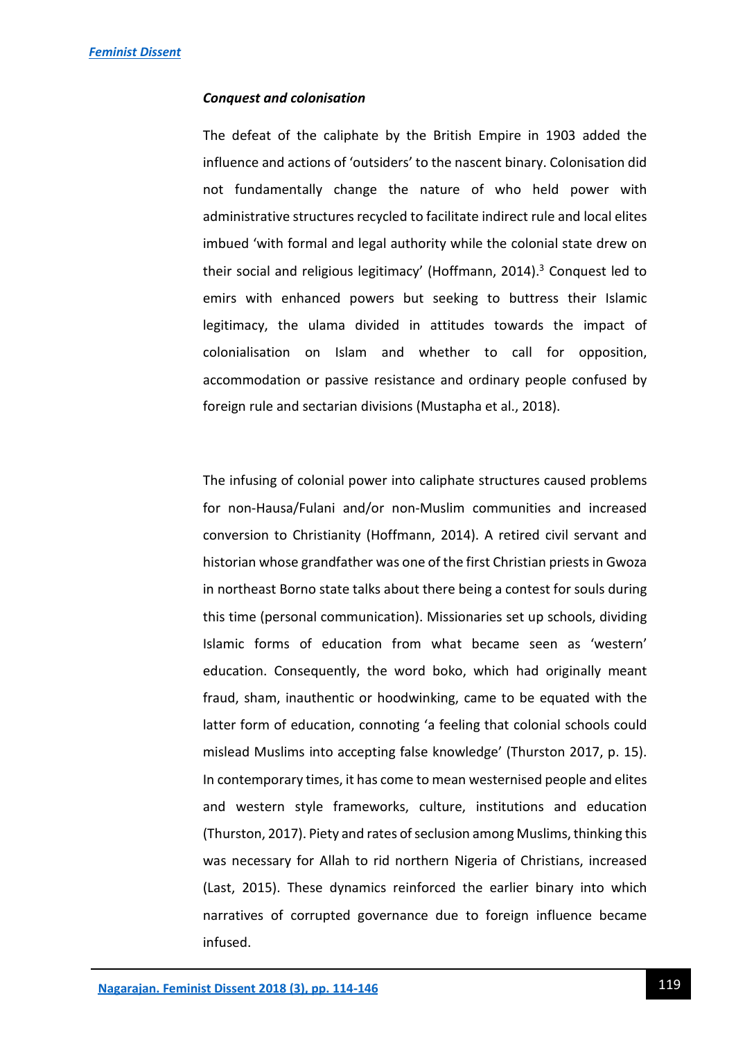### *Conquest and colonisation*

The defeat of the caliphate by the British Empire in 1903 added the influence and actions of 'outsiders' to the nascent binary. Colonisation did not fundamentally change the nature of who held power with administrative structures recycled to facilitate indirect rule and local elites imbued 'with formal and legal authority while the colonial state drew on their social and religious legitimacy' (Hoffmann, 2014).[3] Conquest led to emirs with enhanced powers but seeking to buttress their Islamic legitimacy, the ulama divided in attitudes towards the impact of colonialisation on Islam and whether to call for opposition, accommodation or passive resistance and ordinary people confused by foreign rule and sectarian divisions (Mustapha et al., 2018).

The infusing of colonial power into caliphate structures caused problems for non-Hausa/Fulani and/or non-Muslim communities and increased conversion to Christianity (Hoffmann, 2014). A retired civil servant and historian whose grandfather was one of the first Christian priests in Gwoza in northeast Borno state talks about there being a contest for souls during this time (personal communication). Missionaries set up schools, dividing Islamic forms of education from what became seen as 'western' education. Consequently, the word boko, which had originally meant fraud, sham, inauthentic or hoodwinking, came to be equated with the latter form of education, connoting 'a feeling that colonial schools could mislead Muslims into accepting false knowledge' (Thurston 2017, p. 15). In contemporary times, it has come to mean westernised people and elites and western style frameworks, culture, institutions and education (Thurston, 2017). Piety and rates of seclusion among Muslims, thinking this was necessary for Allah to rid northern Nigeria of Christians, increased (Last, 2015). These dynamics reinforced the earlier binary into which narratives of corrupted governance due to foreign influence became infused.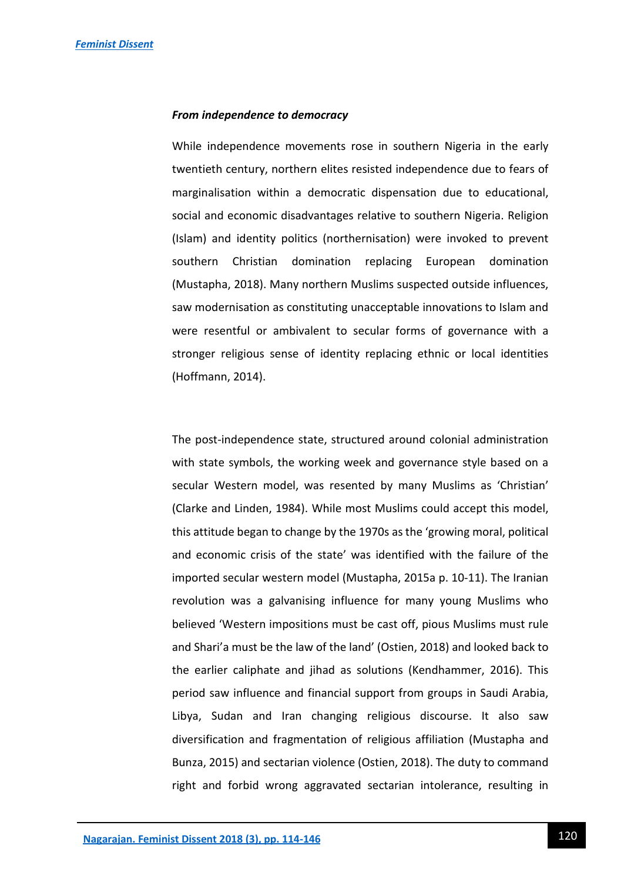### *From independence to democracy*

While independence movements rose in southern Nigeria in the early twentieth century, northern elites resisted independence due to fears of marginalisation within a democratic dispensation due to educational, social and economic disadvantages relative to southern Nigeria. Religion (Islam) and identity politics (northernisation) were invoked to prevent southern Christian domination replacing European domination (Mustapha, 2018). Many northern Muslims suspected outside influences, saw modernisation as constituting unacceptable innovations to Islam and were resentful or ambivalent to secular forms of governance with a stronger religious sense of identity replacing ethnic or local identities (Hoffmann, 2014).

The post-independence state, structured around colonial administration with state symbols, the working week and governance style based on a secular Western model, was resented by many Muslims as 'Christian' (Clarke and Linden, 1984). While most Muslims could accept this model, this attitude began to change by the 1970s as the 'growing moral, political and economic crisis of the state' was identified with the failure of the imported secular western model (Mustapha, 2015a p. 10-11). The Iranian revolution was a galvanising influence for many young Muslims who believed 'Western impositions must be cast off, pious Muslims must rule and Shari'a must be the law of the land' (Ostien, 2018) and looked back to the earlier caliphate and jihad as solutions (Kendhammer, 2016). This period saw influence and financial support from groups in Saudi Arabia, Libya, Sudan and Iran changing religious discourse. It also saw diversification and fragmentation of religious affiliation (Mustapha and Bunza, 2015) and sectarian violence (Ostien, 2018). The duty to command right and forbid wrong aggravated sectarian intolerance, resulting in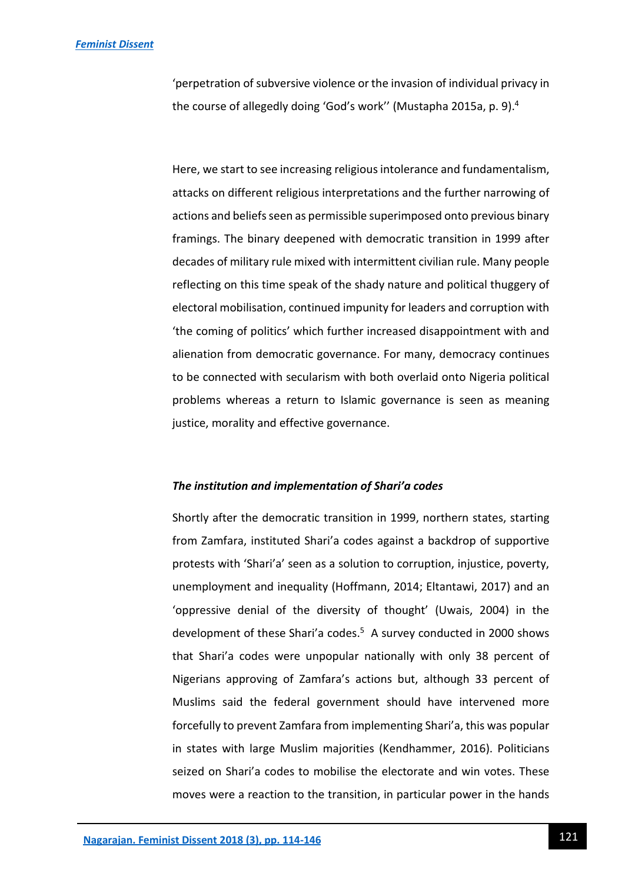'perpetration of subversive violence or the invasion of individual privacy in the course of allegedly doing 'God's work'' (Mustapha 2015a, p. 9).[4]

Here, we start to see increasing religious intolerance and fundamentalism, attacks on different religious interpretations and the further narrowing of actions and beliefs seen as permissible superimposed onto previous binary framings. The binary deepened with democratic transition in 1999 after decades of military rule mixed with intermittent civilian rule. Many people reflecting on this time speak of the shady nature and political thuggery of electoral mobilisation, continued impunity for leaders and corruption with 'the coming of politics' which further increased disappointment with and alienation from democratic governance. For many, democracy continues to be connected with secularism with both overlaid onto Nigeria political problems whereas a return to Islamic governance is seen as meaning justice, morality and effective governance.

### *The institution and implementation of Shari'a codes*

Shortly after the democratic transition in 1999, northern states, starting from Zamfara, instituted Shari'a codes against a backdrop of supportive protests with 'Shari'a' seen as a solution to corruption, injustice, poverty, unemployment and inequality (Hoffmann, 2014; Eltantawi, 2017) and an 'oppressive denial of the diversity of thought' (Uwais, 2004) in the development of these Shari'a codes.[5] A survey conducted in 2000 shows that Shari'a codes were unpopular nationally with only 38 percent of Nigerians approving of Zamfara's actions but, although 33 percent of Muslims said the federal government should have intervened more forcefully to prevent Zamfara from implementing Shari'a, this was popular in states with large Muslim majorities (Kendhammer, 2016). Politicians seized on Shari'a codes to mobilise the electorate and win votes. These moves were a reaction to the transition, in particular power in the hands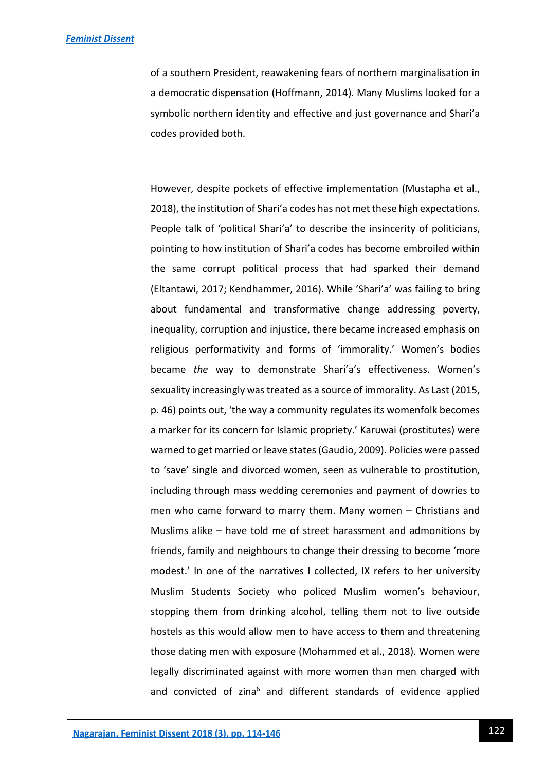of a southern President, reawakening fears of northern marginalisation in a democratic dispensation (Hoffmann, 2014). Many Muslims looked for a symbolic northern identity and effective and just governance and Shari'a codes provided both.

However, despite pockets of effective implementation (Mustapha et al., 2018), the institution of Shari'a codes has not met these high expectations. People talk of 'political Shari'a' to describe the insincerity of politicians, pointing to how institution of Shari'a codes has become embroiled within the same corrupt political process that had sparked their demand (Eltantawi, 2017; Kendhammer, 2016). While 'Shari'a' was failing to bring about fundamental and transformative change addressing poverty, inequality, corruption and injustice, there became increased emphasis on religious performativity and forms of 'immorality.' Women's bodies became *the* way to demonstrate Shari'a's effectiveness. Women's sexuality increasingly was treated as a source of immorality. As Last (2015, p. 46) points out, 'the way a community regulates its womenfolk becomes a marker for its concern for Islamic propriety.' Karuwai (prostitutes) were warned to get married or leave states (Gaudio, 2009). Policies were passed to 'save' single and divorced women, seen as vulnerable to prostitution, including through mass wedding ceremonies and payment of dowries to men who came forward to marry them. Many women – Christians and Muslims alike – have told me of street harassment and admonitions by friends, family and neighbours to change their dressing to become 'more modest.' In one of the narratives I collected, IX refers to her university Muslim Students Society who policed Muslim women's behaviour, stopping them from drinking alcohol, telling them not to live outside hostels as this would allow men to have access to them and threatening those dating men with exposure (Mohammed et al., 2018). Women were legally discriminated against with more women than men charged with and convicted of zina[6] and different standards of evidence applied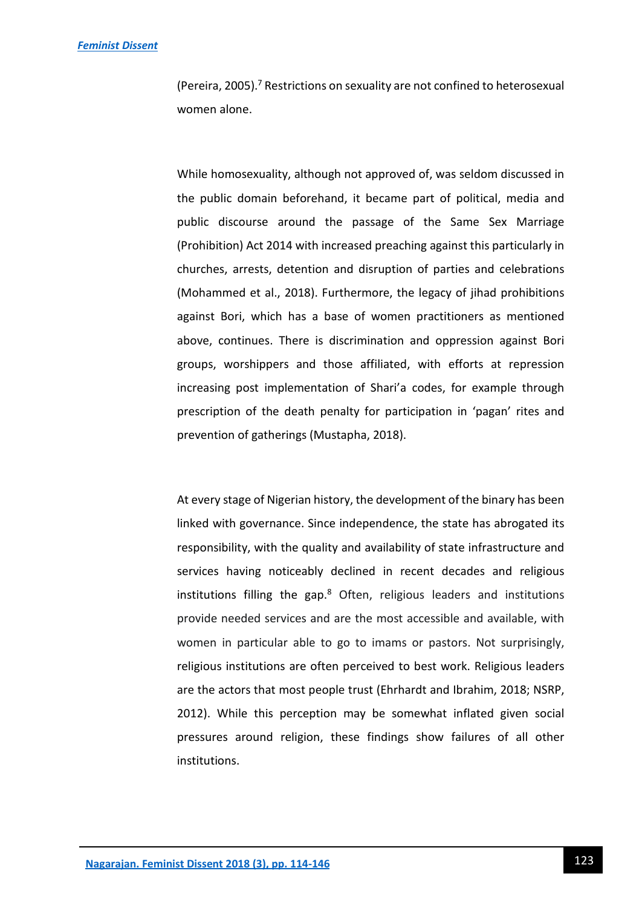(Pereira, 2005).[7] Restrictions on sexuality are not confined to heterosexual women alone.

While homosexuality, although not approved of, was seldom discussed in the public domain beforehand, it became part of political, media and public discourse around the passage of the Same Sex Marriage (Prohibition) Act 2014 with increased preaching against this particularly in churches, arrests, detention and disruption of parties and celebrations (Mohammed et al., 2018). Furthermore, the legacy of jihad prohibitions against Bori, which has a base of women practitioners as mentioned above, continues. There is discrimination and oppression against Bori groups, worshippers and those affiliated, with efforts at repression increasing post implementation of Shari'a codes, for example through prescription of the death penalty for participation in 'pagan' rites and prevention of gatherings (Mustapha, 2018).

At every stage of Nigerian history, the development of the binary has been linked with governance. Since independence, the state has abrogated its responsibility, with the quality and availability of state infrastructure and services having noticeably declined in recent decades and religious institutions filling the gap.[8] Often, religious leaders and institutions provide needed services and are the most accessible and available, with women in particular able to go to imams or pastors. Not surprisingly, religious institutions are often perceived to best work. Religious leaders are the actors that most people trust (Ehrhardt and Ibrahim, 2018; NSRP, 2012). While this perception may be somewhat inflated given social pressures around religion, these findings show failures of all other institutions.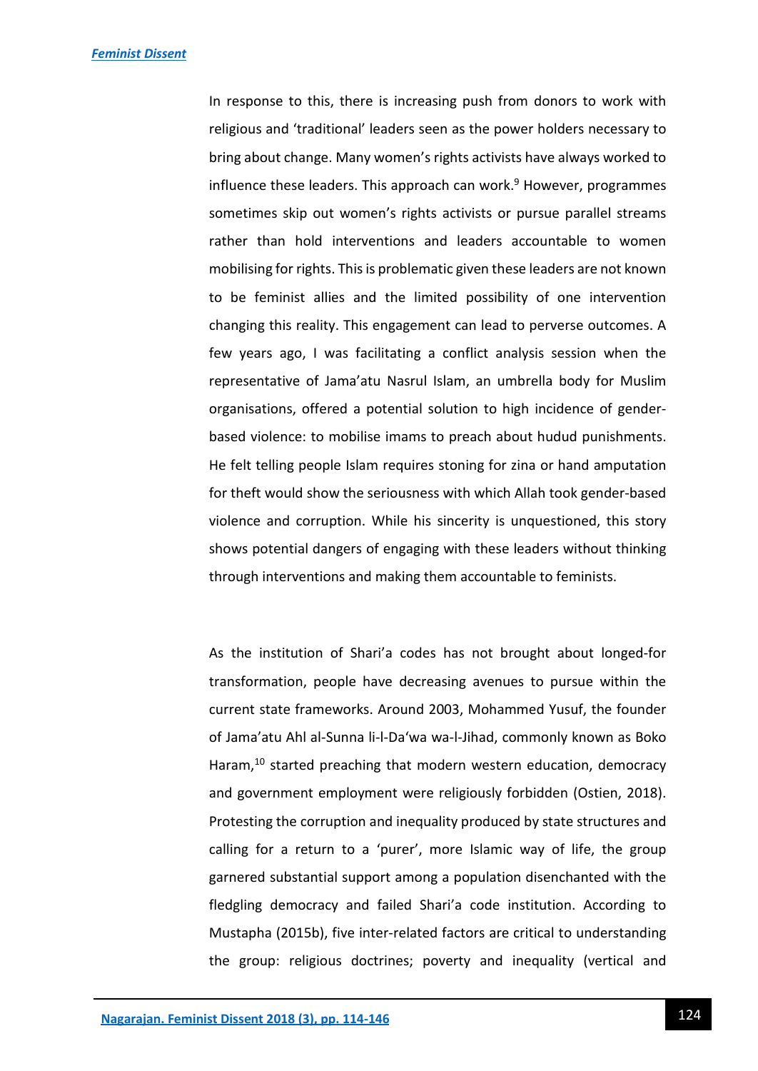In response to this, there is increasing push from donors to work with religious and 'traditional' leaders seen as the power holders necessary to bring about change. Many women's rights activists have always worked to influence these leaders. This approach can work.[9] However, programmes sometimes skip out women's rights activists or pursue parallel streams rather than hold interventions and leaders accountable to women mobilising for rights. This is problematic given these leaders are not known to be feminist allies and the limited possibility of one intervention changing this reality. This engagement can lead to perverse outcomes. A few years ago, I was facilitating a conflict analysis session when the representative of Jama'atu Nasrul Islam, an umbrella body for Muslim organisations, offered a potential solution to high incidence of gender-based violence: to mobilise imams to preach about hudud punishments. He felt telling people Islam requires stoning for zina or hand amputation for theft would show the seriousness with which Allah took gender-based violence and corruption. While his sincerity is unquestioned, this story shows potential dangers of engaging with these leaders without thinking through interventions and making them accountable to feminists.

As the institution of Shari'a codes has not brought about longed-for transformation, people have decreasing avenues to pursue within the current state frameworks. Around 2003, Mohammed Yusuf, the founder of Jama'atu Ahl al-Sunna li-l-Da'wa wa-l-Jihad, commonly known as Boko Haram,[10] started preaching that modern western education, democracy and government employment were religiously forbidden (Ostien, 2018). Protesting the corruption and inequality produced by state structures and calling for a return to a 'purer', more Islamic way of life, the group garnered substantial support among a population disenchanted with the fledgling democracy and failed Shari'a code institution. According to Mustapha (2015b), five inter-related factors are critical to understanding the group: religious doctrines; poverty and inequality (vertical and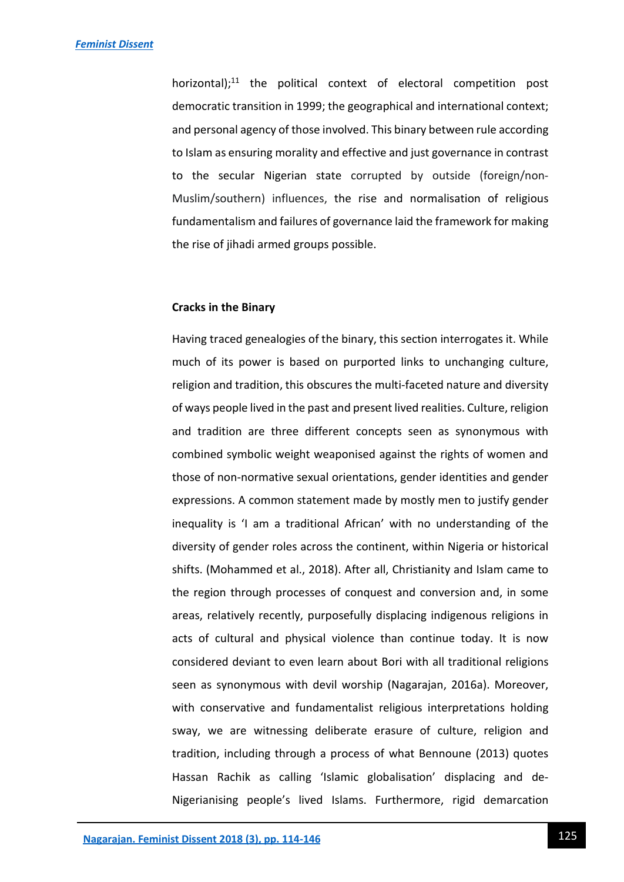horizontal);[11] the political context of electoral competition post democratic transition in 1999; the geographical and international context; and personal agency of those involved. This binary between rule according to Islam as ensuring morality and effective and just governance in contrast to the secular Nigerian state corrupted by outside (foreign/non-Muslim/southern) influences, the rise and normalisation of religious fundamentalism and failures of governance laid the framework for making the rise of jihadi armed groups possible.

**Cracks in the Binary**

Having traced genealogies of the binary, this section interrogates it. While much of its power is based on purported links to unchanging culture, religion and tradition, this obscures the multi-faceted nature and diversity of ways people lived in the past and present lived realities. Culture, religion and tradition are three different concepts seen as synonymous with combined symbolic weight weaponised against the rights of women and those of non-normative sexual orientations, gender identities and gender expressions. A common statement made by mostly men to justify gender inequality is 'I am a traditional African' with no understanding of the diversity of gender roles across the continent, within Nigeria or historical shifts. (Mohammed et al., 2018). After all, Christianity and Islam came to the region through processes of conquest and conversion and, in some areas, relatively recently, purposefully displacing indigenous religions in acts of cultural and physical violence than continue today. It is now considered deviant to even learn about Bori with all traditional religions seen as synonymous with devil worship (Nagarajan, 2016a). Moreover, with conservative and fundamentalist religious interpretations holding sway, we are witnessing deliberate erasure of culture, religion and tradition, including through a process of what Bennoune (2013) quotes Hassan Rachik as calling 'Islamic globalisation' displacing and de-Nigerianising people's lived Islams. Furthermore, rigid demarcation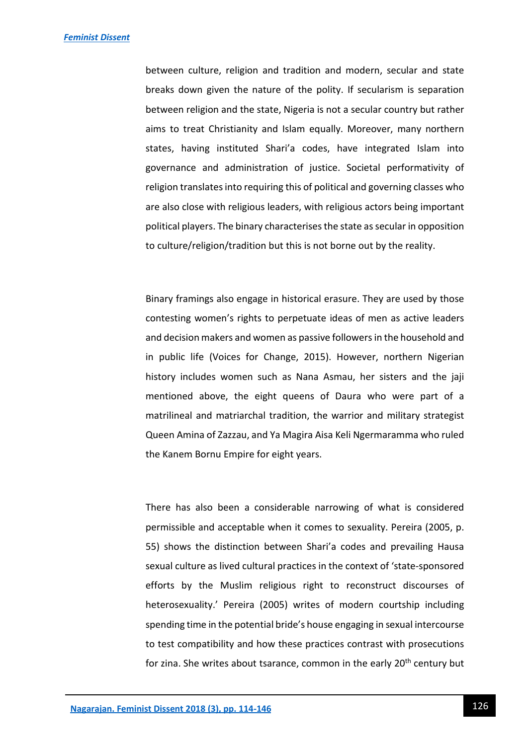between culture, religion and tradition and modern, secular and state breaks down given the nature of the polity. If secularism is separation between religion and the state, Nigeria is not a secular country but rather aims to treat Christianity and Islam equally. Moreover, many northern states, having instituted Shari'a codes, have integrated Islam into governance and administration of justice. Societal performativity of religion translates into requiring this of political and governing classes who are also close with religious leaders, with religious actors being important political players. The binary characterises the state as secular in opposition to culture/religion/tradition but this is not borne out by the reality.

Binary framings also engage in historical erasure. They are used by those contesting women's rights to perpetuate ideas of men as active leaders and decision makers and women as passive followers in the household and in public life (Voices for Change, 2015). However, northern Nigerian history includes women such as Nana Asmau, her sisters and the jaji mentioned above, the eight queens of Daura who were part of a matrilineal and matriarchal tradition, the warrior and military strategist Queen Amina of Zazzau, and Ya Magira Aisa Keli Ngermaramma who ruled the Kanem Bornu Empire for eight years.

There has also been a considerable narrowing of what is considered permissible and acceptable when it comes to sexuality. Pereira (2005, p. 55) shows the distinction between Shari'a codes and prevailing Hausa sexual culture as lived cultural practices in the context of 'state-sponsored efforts by the Muslim religious right to reconstruct discourses of heterosexuality.' Pereira (2005) writes of modern courtship including spending time in the potential bride's house engaging in sexual intercourse to test compatibility and how these practices contrast with prosecutions for zina. She writes about tsarance, common in the early 20th century but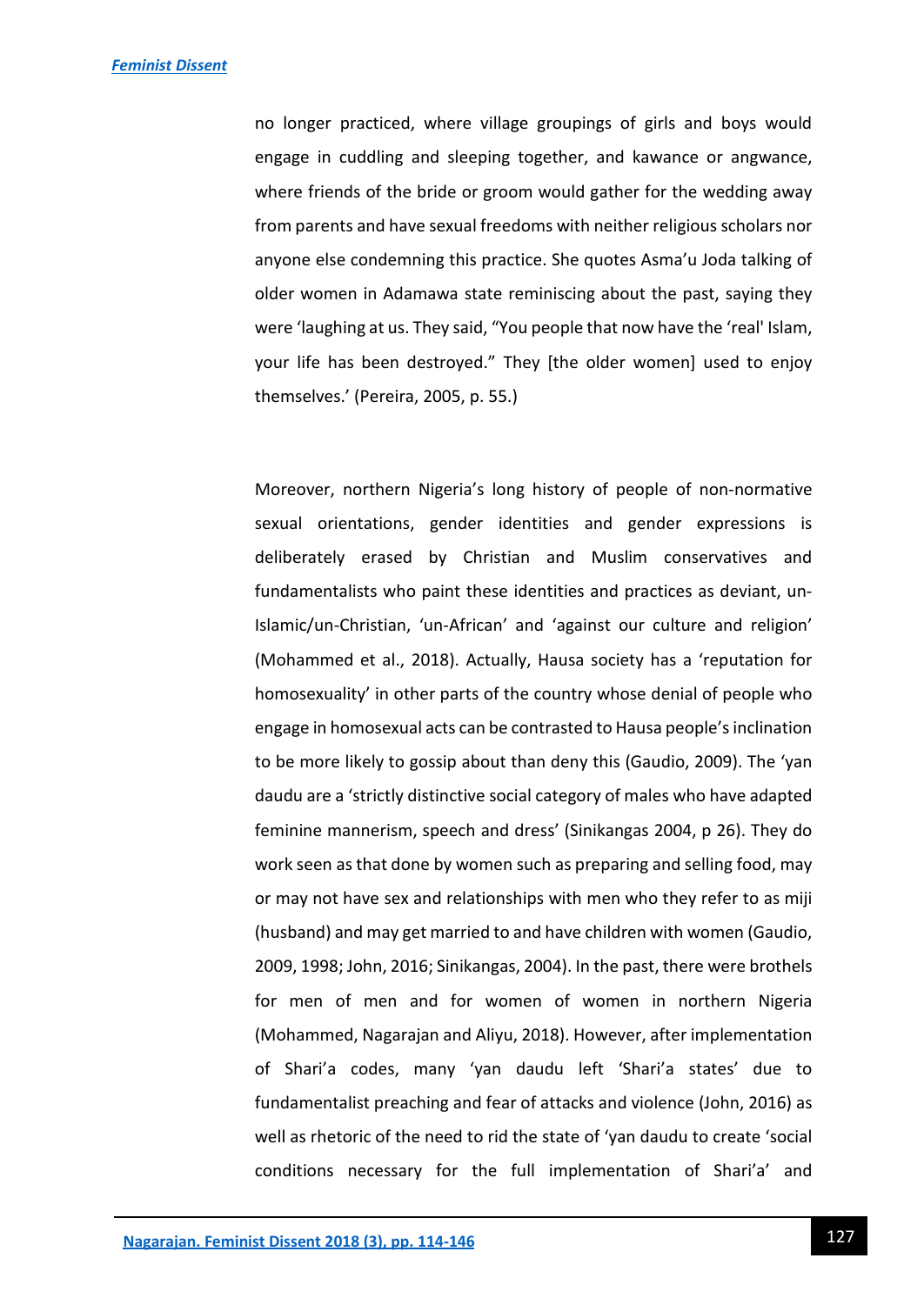no longer practiced, where village groupings of girls and boys would engage in cuddling and sleeping together, and kawance or angwance, where friends of the bride or groom would gather for the wedding away from parents and have sexual freedoms with neither religious scholars nor anyone else condemning this practice. She quotes Asma'u Joda talking of older women in Adamawa state reminiscing about the past, saying they were 'laughing at us. They said, "You people that now have the 'real' Islam, your life has been destroyed." They [the older women] used to enjoy themselves.' (Pereira, 2005, p. 55.)

Moreover, northern Nigeria's long history of people of non-normative sexual orientations, gender identities and gender expressions is deliberately erased by Christian and Muslim conservatives and fundamentalists who paint these identities and practices as deviant, un-Islamic/un-Christian, 'un-African' and 'against our culture and religion' (Mohammed et al., 2018). Actually, Hausa society has a 'reputation for homosexuality' in other parts of the country whose denial of people who engage in homosexual acts can be contrasted to Hausa people's inclination to be more likely to gossip about than deny this (Gaudio, 2009). The 'yan daudu are a 'strictly distinctive social category of males who have adapted feminine mannerism, speech and dress' (Sinikangas 2004, p 26). They do work seen as that done by women such as preparing and selling food, may or may not have sex and relationships with men who they refer to as miji (husband) and may get married to and have children with women (Gaudio, 2009, 1998; John, 2016; Sinikangas, 2004). In the past, there were brothels for men of men and for women of women in northern Nigeria (Mohammed, Nagarajan and Aliyu, 2018). However, after implementation of Shari'a codes, many 'yan daudu left 'Shari'a states' due to fundamentalist preaching and fear of attacks and violence (John, 2016) as well as rhetoric of the need to rid the state of 'yan daudu to create 'social conditions necessary for the full implementation of Shari'a' and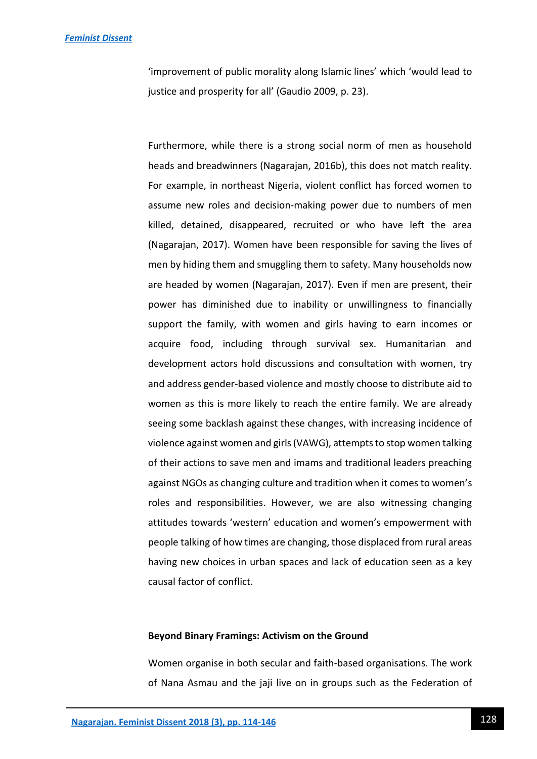'improvement of public morality along Islamic lines' which 'would lead to justice and prosperity for all' (Gaudio 2009, p. 23).

Furthermore, while there is a strong social norm of men as household heads and breadwinners (Nagarajan, 2016b), this does not match reality. For example, in northeast Nigeria, violent conflict has forced women to assume new roles and decision-making power due to numbers of men killed, detained, disappeared, recruited or who have left the area (Nagarajan, 2017). Women have been responsible for saving the lives of men by hiding them and smuggling them to safety. Many households now are headed by women (Nagarajan, 2017). Even if men are present, their power has diminished due to inability or unwillingness to financially support the family, with women and girls having to earn incomes or acquire food, including through survival sex. Humanitarian and development actors hold discussions and consultation with women, try and address gender-based violence and mostly choose to distribute aid to women as this is more likely to reach the entire family. We are already seeing some backlash against these changes, with increasing incidence of violence against women and girls (VAWG), attempts to stop women talking of their actions to save men and imams and traditional leaders preaching against NGOs as changing culture and tradition when it comes to women's roles and responsibilities. However, we are also witnessing changing attitudes towards 'western' education and women's empowerment with people talking of how times are changing, those displaced from rural areas having new choices in urban spaces and lack of education seen as a key causal factor of conflict.

**Beyond Binary Framings: Activism on the Ground**

Women organise in both secular and faith-based organisations. The work of Nana Asmau and the jaji live on in groups such as the Federation of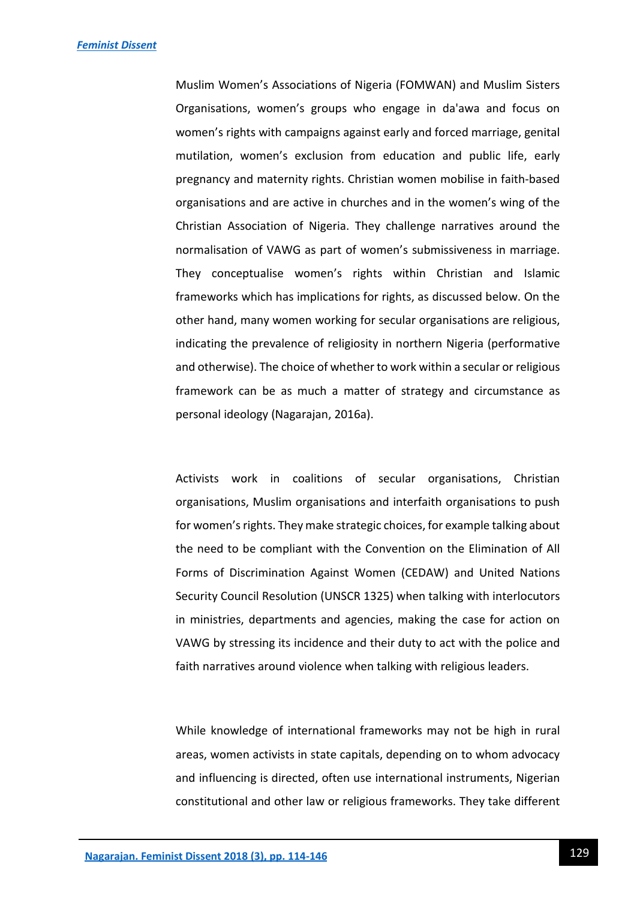Muslim Women's Associations of Nigeria (FOMWAN) and Muslim Sisters Organisations, women's groups who engage in da'awa and focus on women's rights with campaigns against early and forced marriage, genital mutilation, women's exclusion from education and public life, early pregnancy and maternity rights. Christian women mobilise in faith-based organisations and are active in churches and in the women's wing of the Christian Association of Nigeria. They challenge narratives around the normalisation of VAWG as part of women's submissiveness in marriage. They conceptualise women's rights within Christian and Islamic frameworks which has implications for rights, as discussed below. On the other hand, many women working for secular organisations are religious, indicating the prevalence of religiosity in northern Nigeria (performative and otherwise). The choice of whether to work within a secular or religious framework can be as much a matter of strategy and circumstance as personal ideology (Nagarajan, 2016a).

Activists work in coalitions of secular organisations, Christian organisations, Muslim organisations and interfaith organisations to push for women's rights. They make strategic choices, for example talking about the need to be compliant with the Convention on the Elimination of All Forms of Discrimination Against Women (CEDAW) and United Nations Security Council Resolution (UNSCR 1325) when talking with interlocutors in ministries, departments and agencies, making the case for action on VAWG by stressing its incidence and their duty to act with the police and faith narratives around violence when talking with religious leaders.

While knowledge of international frameworks may not be high in rural areas, women activists in state capitals, depending on to whom advocacy and influencing is directed, often use international instruments, Nigerian constitutional and other law or religious frameworks. They take different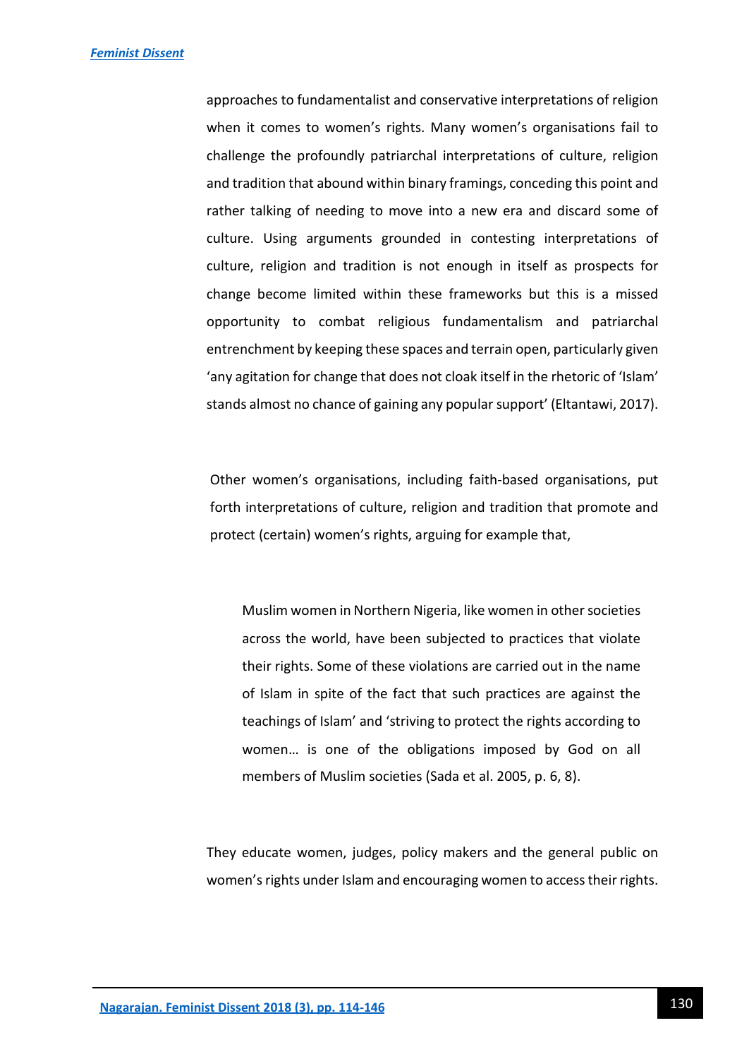approaches to fundamentalist and conservative interpretations of religion when it comes to women's rights. Many women's organisations fail to challenge the profoundly patriarchal interpretations of culture, religion and tradition that abound within binary framings, conceding this point and rather talking of needing to move into a new era and discard some of culture. Using arguments grounded in contesting interpretations of culture, religion and tradition is not enough in itself as prospects for change become limited within these frameworks but this is a missed opportunity to combat religious fundamentalism and patriarchal entrenchment by keeping these spaces and terrain open, particularly given 'any agitation for change that does not cloak itself in the rhetoric of 'Islam' stands almost no chance of gaining any popular support' (Eltantawi, 2017).

Other women's organisations, including faith-based organisations, put forth interpretations of culture, religion and tradition that promote and protect (certain) women's rights, arguing for example that,

> Muslim women in Northern Nigeria, like women in other societies across the world, have been subjected to practices that violate their rights. Some of these violations are carried out in the name of Islam in spite of the fact that such practices are against the teachings of Islam' and 'striving to protect the rights according to women… is one of the obligations imposed by God on all members of Muslim societies (Sada et al. 2005, p. 6, 8).

They educate women, judges, policy makers and the general public on women's rights under Islam and encouraging women to access their rights.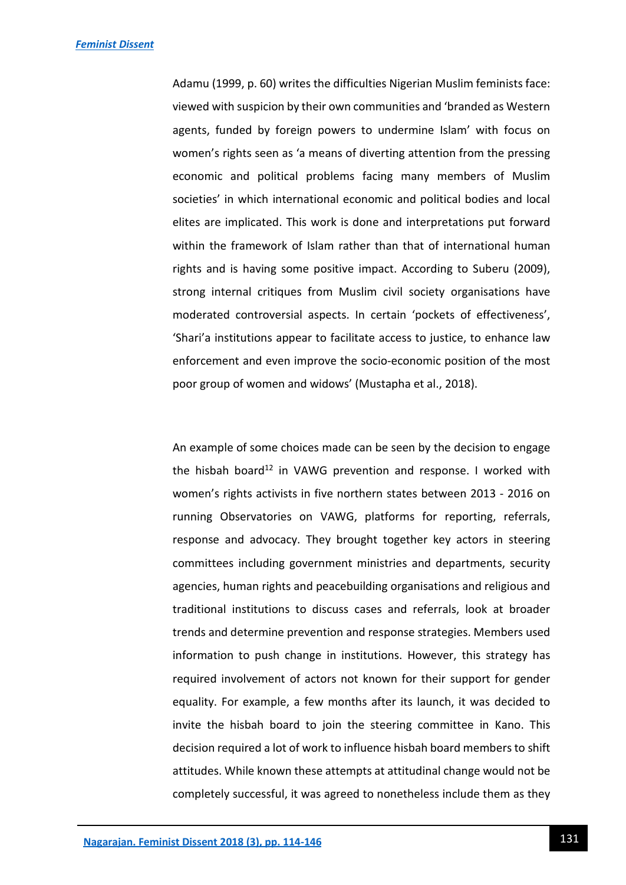Adamu (1999, p. 60) writes the difficulties Nigerian Muslim feminists face: viewed with suspicion by their own communities and 'branded as Western agents, funded by foreign powers to undermine Islam' with focus on women's rights seen as 'a means of diverting attention from the pressing economic and political problems facing many members of Muslim societies' in which international economic and political bodies and local elites are implicated. This work is done and interpretations put forward within the framework of Islam rather than that of international human rights and is having some positive impact. According to Suberu (2009), strong internal critiques from Muslim civil society organisations have moderated controversial aspects. In certain 'pockets of effectiveness', 'Shari'a institutions appear to facilitate access to justice, to enhance law enforcement and even improve the socio-economic position of the most poor group of women and widows' (Mustapha et al., 2018).

An example of some choices made can be seen by the decision to engage the hisbah board[12] in VAWG prevention and response. I worked with women's rights activists in five northern states between 2013 - 2016 on running Observatories on VAWG, platforms for reporting, referrals, response and advocacy. They brought together key actors in steering committees including government ministries and departments, security agencies, human rights and peacebuilding organisations and religious and traditional institutions to discuss cases and referrals, look at broader trends and determine prevention and response strategies. Members used information to push change in institutions. However, this strategy has required involvement of actors not known for their support for gender equality. For example, a few months after its launch, it was decided to invite the hisbah board to join the steering committee in Kano. This decision required a lot of work to influence hisbah board members to shift attitudes. While known these attempts at attitudinal change would not be completely successful, it was agreed to nonetheless include them as they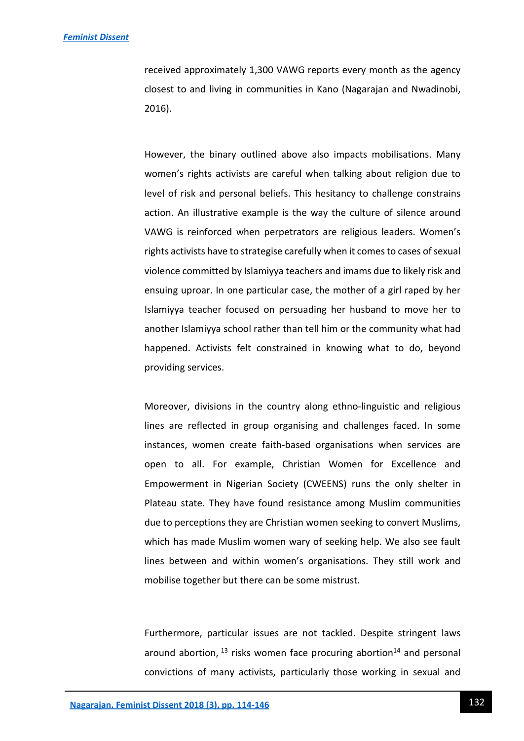received approximately 1,300 VAWG reports every month as the agency closest to and living in communities in Kano (Nagarajan and Nwadinobi, 2016).

However, the binary outlined above also impacts mobilisations. Many women's rights activists are careful when talking about religion due to level of risk and personal beliefs. This hesitancy to challenge constrains action. An illustrative example is the way the culture of silence around VAWG is reinforced when perpetrators are religious leaders. Women's rights activists have to strategise carefully when it comes to cases of sexual violence committed by Islamiyya teachers and imams due to likely risk and ensuing uproar. In one particular case, the mother of a girl raped by her Islamiyya teacher focused on persuading her husband to move her to another Islamiyya school rather than tell him or the community what had happened. Activists felt constrained in knowing what to do, beyond providing services.

Moreover, divisions in the country along ethno-linguistic and religious lines are reflected in group organising and challenges faced. In some instances, women create faith-based organisations when services are open to all. For example, Christian Women for Excellence and Empowerment in Nigerian Society (CWEENS) runs the only shelter in Plateau state. They have found resistance among Muslim communities due to perceptions they are Christian women seeking to convert Muslims, which has made Muslim women wary of seeking help. We also see fault lines between and within women's organisations. They still work and mobilise together but there can be some mistrust.

Furthermore, particular issues are not tackled. Despite stringent laws around abortion, [13] risks women face procuring abortion[14] and personal convictions of many activists, particularly those working in sexual and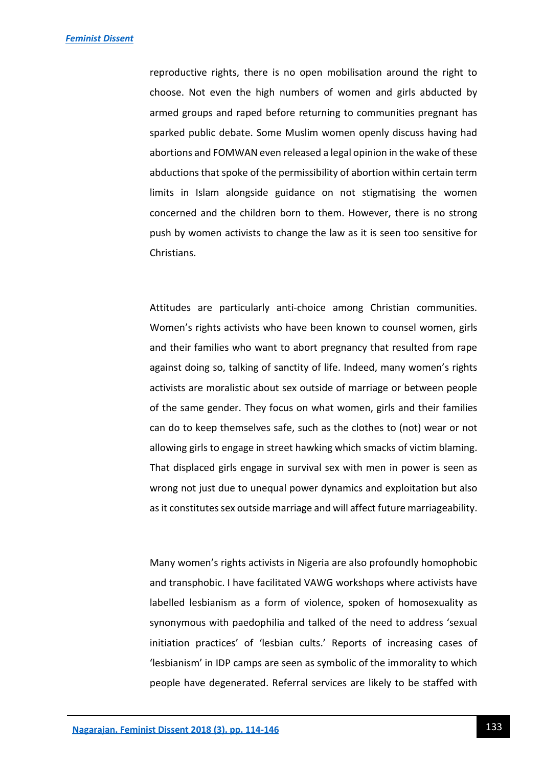reproductive rights, there is no open mobilisation around the right to choose. Not even the high numbers of women and girls abducted by armed groups and raped before returning to communities pregnant has sparked public debate. Some Muslim women openly discuss having had abortions and FOMWAN even released a legal opinion in the wake of these abductions that spoke of the permissibility of abortion within certain term limits in Islam alongside guidance on not stigmatising the women concerned and the children born to them. However, there is no strong push by women activists to change the law as it is seen too sensitive for Christians.

Attitudes are particularly anti-choice among Christian communities. Women's rights activists who have been known to counsel women, girls and their families who want to abort pregnancy that resulted from rape against doing so, talking of sanctity of life. Indeed, many women's rights activists are moralistic about sex outside of marriage or between people of the same gender. They focus on what women, girls and their families can do to keep themselves safe, such as the clothes to (not) wear or not allowing girls to engage in street hawking which smacks of victim blaming. That displaced girls engage in survival sex with men in power is seen as wrong not just due to unequal power dynamics and exploitation but also as it constitutes sex outside marriage and will affect future marriageability.

Many women's rights activists in Nigeria are also profoundly homophobic and transphobic. I have facilitated VAWG workshops where activists have labelled lesbianism as a form of violence, spoken of homosexuality as synonymous with paedophilia and talked of the need to address 'sexual initiation practices' of 'lesbian cults.' Reports of increasing cases of 'lesbianism' in IDP camps are seen as symbolic of the immorality to which people have degenerated. Referral services are likely to be staffed with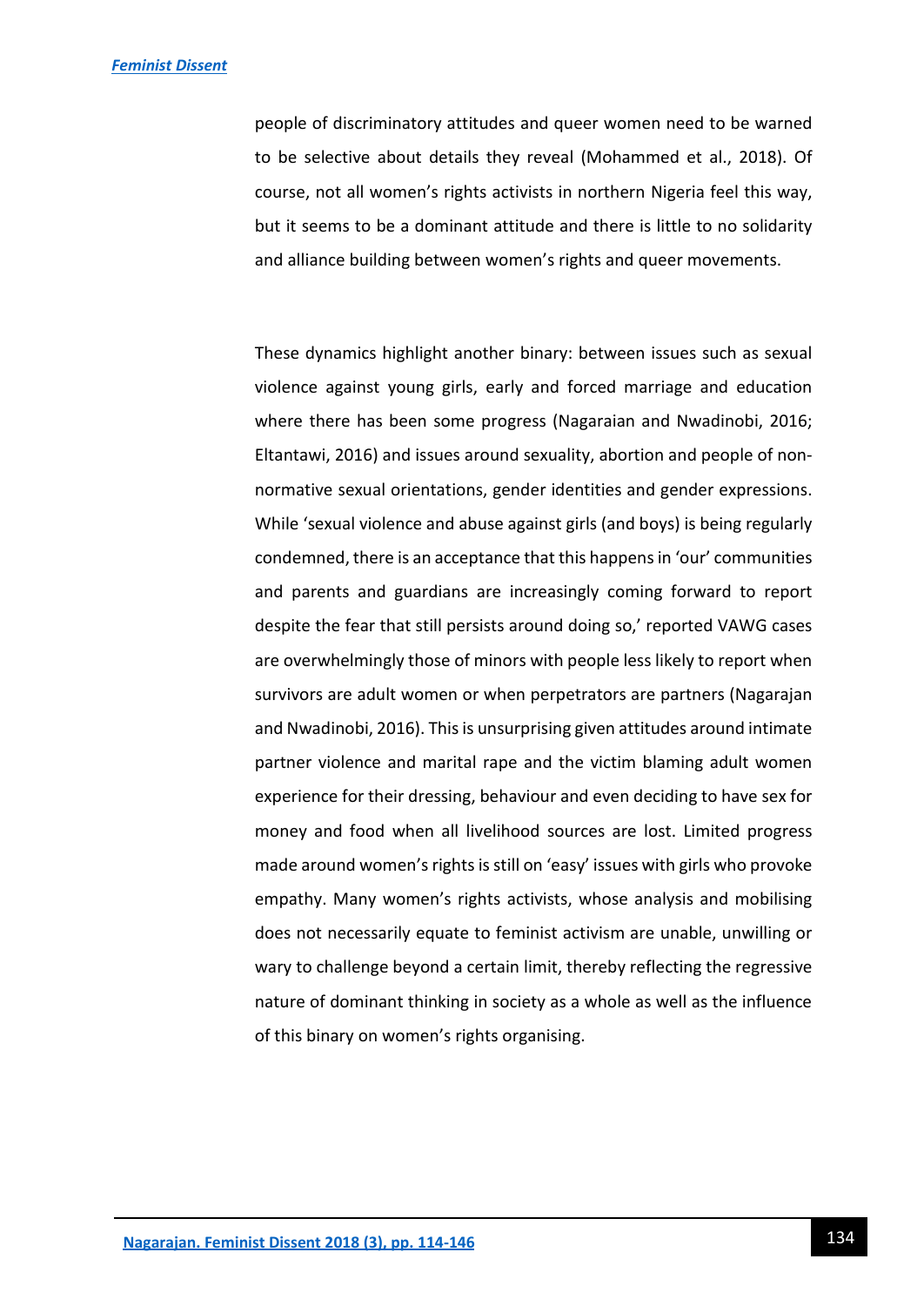people of discriminatory attitudes and queer women need to be warned to be selective about details they reveal (Mohammed et al., 2018). Of course, not all women's rights activists in northern Nigeria feel this way, but it seems to be a dominant attitude and there is little to no solidarity and alliance building between women's rights and queer movements.

These dynamics highlight another binary: between issues such as sexual violence against young girls, early and forced marriage and education where there has been some progress (Nagaraian and Nwadinobi, 2016; Eltantawi, 2016) and issues around sexuality, abortion and people of non-normative sexual orientations, gender identities and gender expressions. While 'sexual violence and abuse against girls (and boys) is being regularly condemned, there is an acceptance that this happens in 'our' communities and parents and guardians are increasingly coming forward to report despite the fear that still persists around doing so,' reported VAWG cases are overwhelmingly those of minors with people less likely to report when survivors are adult women or when perpetrators are partners (Nagarajan and Nwadinobi, 2016). This is unsurprising given attitudes around intimate partner violence and marital rape and the victim blaming adult women experience for their dressing, behaviour and even deciding to have sex for money and food when all livelihood sources are lost. Limited progress made around women's rights is still on 'easy' issues with girls who provoke empathy. Many women's rights activists, whose analysis and mobilising does not necessarily equate to feminist activism are unable, unwilling or wary to challenge beyond a certain limit, thereby reflecting the regressive nature of dominant thinking in society as a whole as well as the influence of this binary on women's rights organising.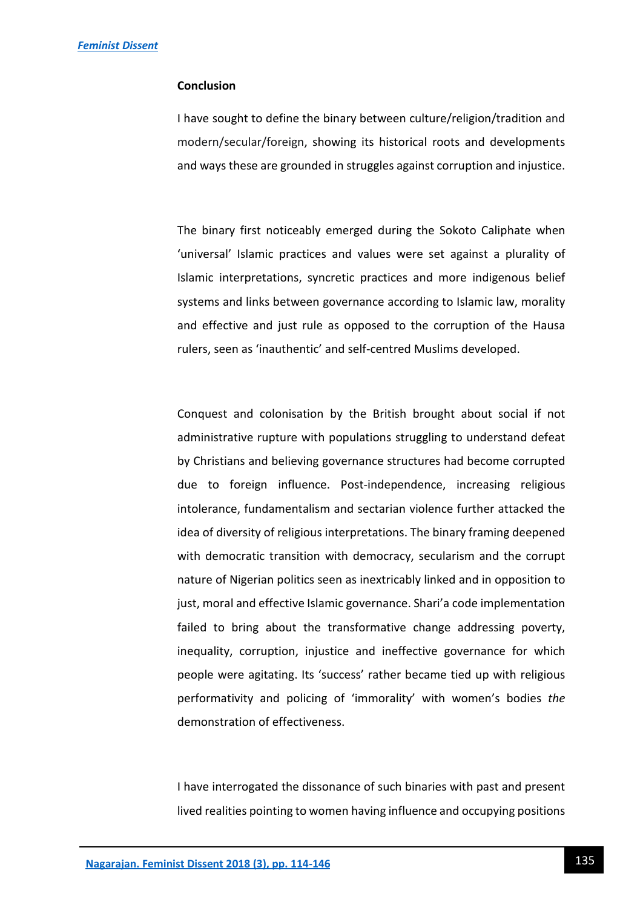## Conclusion

I have sought to define the binary between culture/religion/tradition and modern/secular/foreign, showing its historical roots and developments and ways these are grounded in struggles against corruption and injustice.

The binary first noticeably emerged during the Sokoto Caliphate when 'universal' Islamic practices and values were set against a plurality of Islamic interpretations, syncretic practices and more indigenous belief systems and links between governance according to Islamic law, morality and effective and just rule as opposed to the corruption of the Hausa rulers, seen as 'inauthentic' and self-centred Muslims developed.

Conquest and colonisation by the British brought about social if not administrative rupture with populations struggling to understand defeat by Christians and believing governance structures had become corrupted due to foreign influence. Post-independence, increasing religious intolerance, fundamentalism and sectarian violence further attacked the idea of diversity of religious interpretations. The binary framing deepened with democratic transition with democracy, secularism and the corrupt nature of Nigerian politics seen as inextricably linked and in opposition to just, moral and effective Islamic governance. Shari'a code implementation failed to bring about the transformative change addressing poverty, inequality, corruption, injustice and ineffective governance for which people were agitating. Its 'success' rather became tied up with religious performativity and policing of 'immorality' with women's bodies *the* demonstration of effectiveness.

I have interrogated the dissonance of such binaries with past and present lived realities pointing to women having influence and occupying positions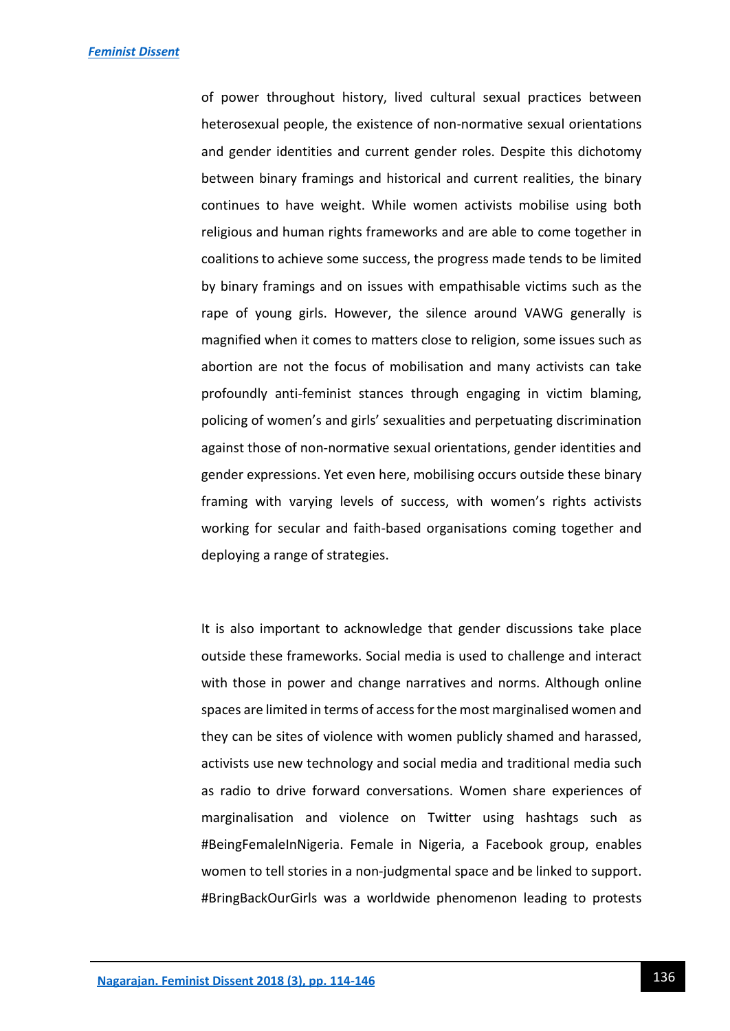of power throughout history, lived cultural sexual practices between heterosexual people, the existence of non-normative sexual orientations and gender identities and current gender roles. Despite this dichotomy between binary framings and historical and current realities, the binary continues to have weight. While women activists mobilise using both religious and human rights frameworks and are able to come together in coalitions to achieve some success, the progress made tends to be limited by binary framings and on issues with empathisable victims such as the rape of young girls. However, the silence around VAWG generally is magnified when it comes to matters close to religion, some issues such as abortion are not the focus of mobilisation and many activists can take profoundly anti-feminist stances through engaging in victim blaming, policing of women's and girls' sexualities and perpetuating discrimination against those of non-normative sexual orientations, gender identities and gender expressions. Yet even here, mobilising occurs outside these binary framing with varying levels of success, with women's rights activists working for secular and faith-based organisations coming together and deploying a range of strategies.

It is also important to acknowledge that gender discussions take place outside these frameworks. Social media is used to challenge and interact with those in power and change narratives and norms. Although online spaces are limited in terms of access for the most marginalised women and they can be sites of violence with women publicly shamed and harassed, activists use new technology and social media and traditional media such as radio to drive forward conversations. Women share experiences of marginalisation and violence on Twitter using hashtags such as #BeingFemaleInNigeria. Female in Nigeria, a Facebook group, enables women to tell stories in a non-judgmental space and be linked to support. #BringBackOurGirls was a worldwide phenomenon leading to protests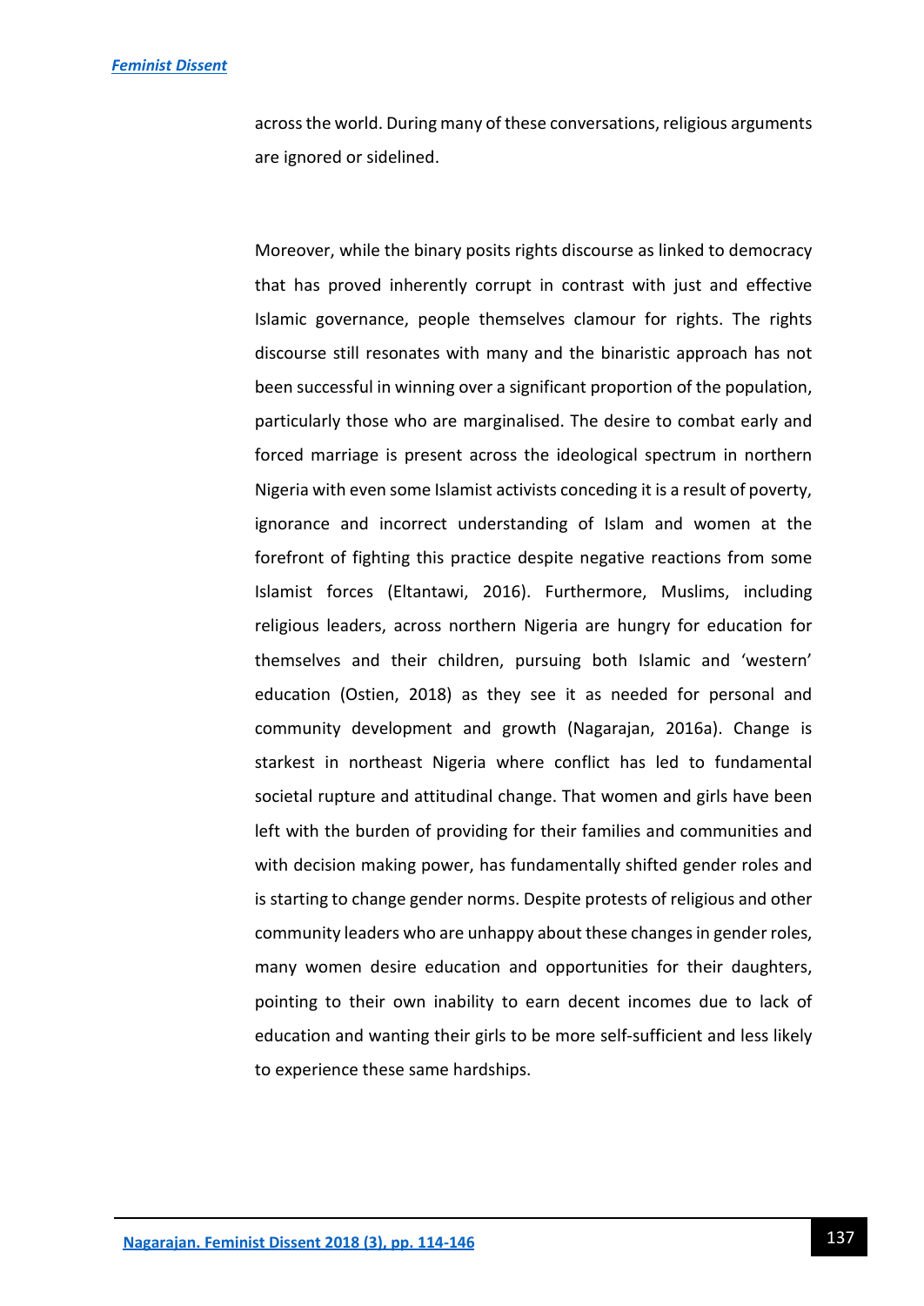across the world. During many of these conversations, religious arguments are ignored or sidelined.

Moreover, while the binary posits rights discourse as linked to democracy that has proved inherently corrupt in contrast with just and effective Islamic governance, people themselves clamour for rights. The rights discourse still resonates with many and the binaristic approach has not been successful in winning over a significant proportion of the population, particularly those who are marginalised. The desire to combat early and forced marriage is present across the ideological spectrum in northern Nigeria with even some Islamist activists conceding it is a result of poverty, ignorance and incorrect understanding of Islam and women at the forefront of fighting this practice despite negative reactions from some Islamist forces (Eltantawi, 2016). Furthermore, Muslims, including religious leaders, across northern Nigeria are hungry for education for themselves and their children, pursuing both Islamic and 'western' education (Ostien, 2018) as they see it as needed for personal and community development and growth (Nagarajan, 2016a). Change is starkest in northeast Nigeria where conflict has led to fundamental societal rupture and attitudinal change. That women and girls have been left with the burden of providing for their families and communities and with decision making power, has fundamentally shifted gender roles and is starting to change gender norms. Despite protests of religious and other community leaders who are unhappy about these changes in gender roles, many women desire education and opportunities for their daughters, pointing to their own inability to earn decent incomes due to lack of education and wanting their girls to be more self-sufficient and less likely to experience these same hardships.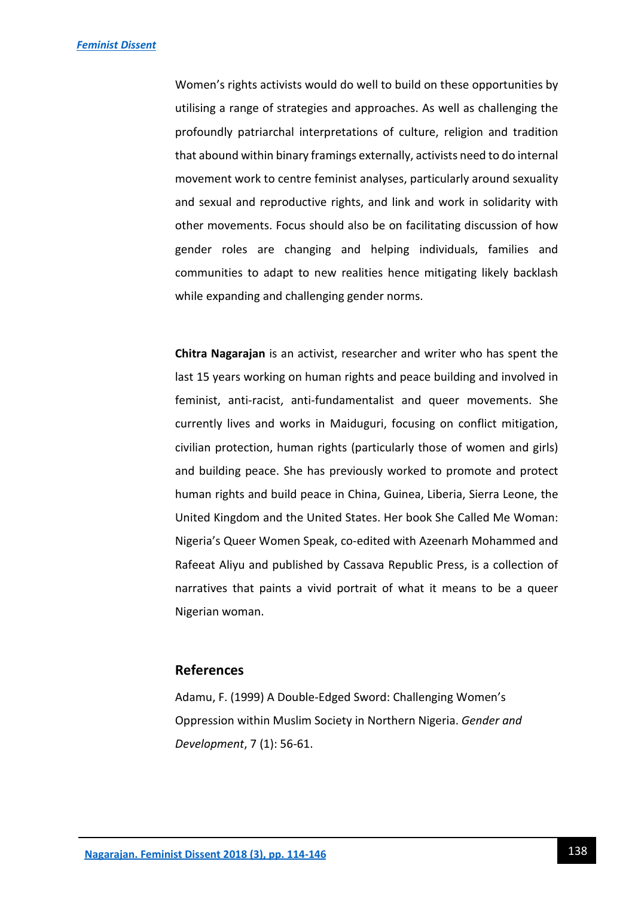Women's rights activists would do well to build on these opportunities by utilising a range of strategies and approaches. As well as challenging the profoundly patriarchal interpretations of culture, religion and tradition that abound within binary framings externally, activists need to do internal movement work to centre feminist analyses, particularly around sexuality and sexual and reproductive rights, and link and work in solidarity with other movements. Focus should also be on facilitating discussion of how gender roles are changing and helping individuals, families and communities to adapt to new realities hence mitigating likely backlash while expanding and challenging gender norms.

**Chitra Nagarajan** is an activist, researcher and writer who has spent the last 15 years working on human rights and peace building and involved in feminist, anti-racist, anti-fundamentalist and queer movements. She currently lives and works in Maiduguri, focusing on conflict mitigation, civilian protection, human rights (particularly those of women and girls) and building peace. She has previously worked to promote and protect human rights and build peace in China, Guinea, Liberia, Sierra Leone, the United Kingdom and the United States. Her book She Called Me Woman: Nigeria's Queer Women Speak, co-edited with Azeenarh Mohammed and Rafeeat Aliyu and published by Cassava Republic Press, is a collection of narratives that paints a vivid portrait of what it means to be a queer Nigerian woman.

## References

Adamu, F. (1999) A Double-Edged Sword: Challenging Women's Oppression within Muslim Society in Northern Nigeria. *Gender and Development*, 7 (1): 56-61.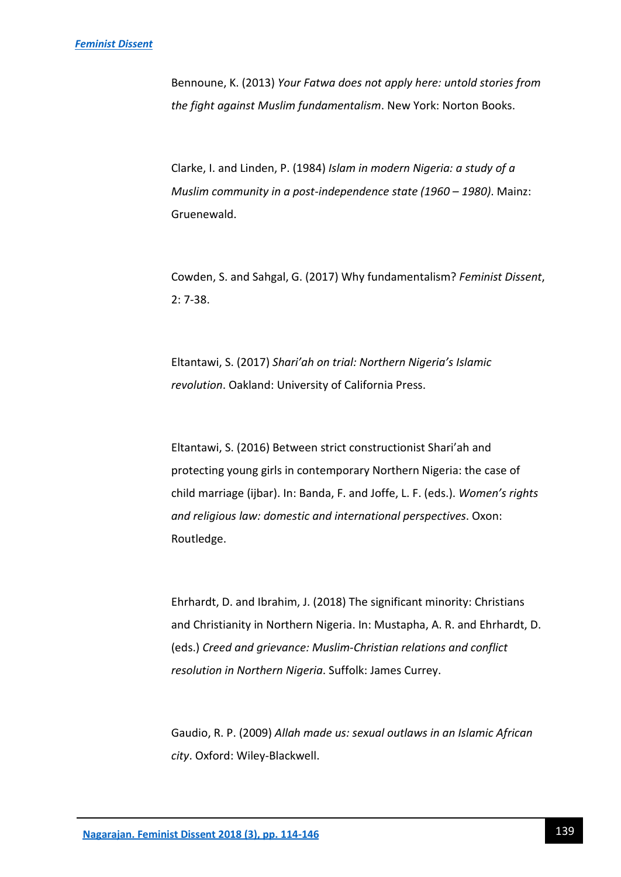Bennoune, K. (2013) *Your Fatwa does not apply here: untold stories from the fight against Muslim fundamentalism*. New York: Norton Books.

Clarke, I. and Linden, P. (1984) *Islam in modern Nigeria: a study of a Muslim community in a post-independence state (1960 – 1980)*. Mainz: Gruenewald.

Cowden, S. and Sahgal, G. (2017) Why fundamentalism? *Feminist Dissent*, 2: 7-38.

Eltantawi, S. (2017) *Shari'ah on trial: Northern Nigeria's Islamic revolution*. Oakland: University of California Press.

Eltantawi, S. (2016) Between strict constructionist Shari'ah and protecting young girls in contemporary Northern Nigeria: the case of child marriage (ijbar). In: Banda, F. and Joffe, L. F. (eds.). *Women's rights and religious law: domestic and international perspectives*. Oxon: Routledge.

Ehrhardt, D. and Ibrahim, J. (2018) The significant minority: Christians and Christianity in Northern Nigeria. In: Mustapha, A. R. and Ehrhardt, D. (eds.) *Creed and grievance: Muslim-Christian relations and conflict resolution in Northern Nigeria*. Suffolk: James Currey.

Gaudio, R. P. (2009) *Allah made us: sexual outlaws in an Islamic African city*. Oxford: Wiley-Blackwell.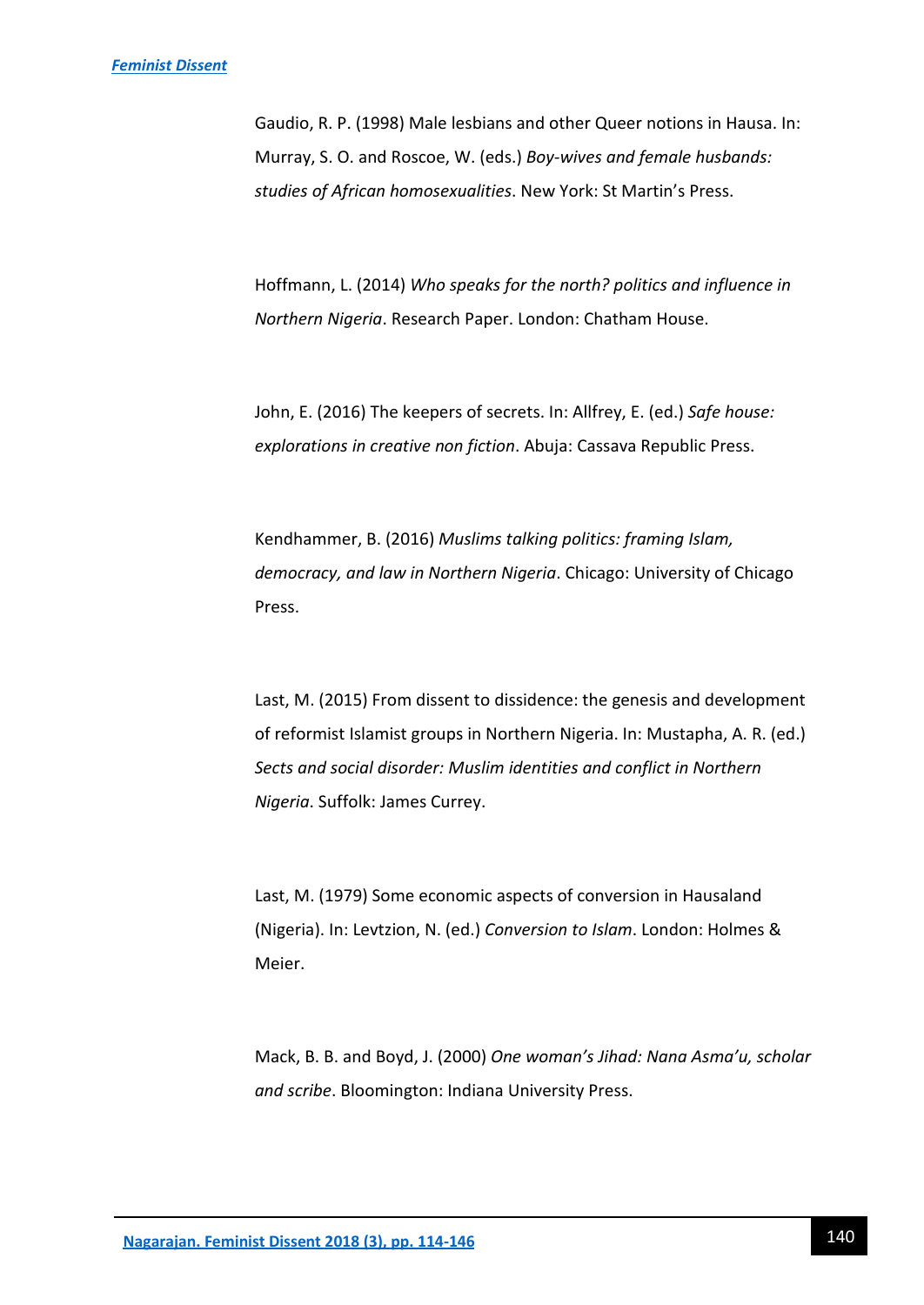Gaudio, R. P. (1998) Male lesbians and other Queer notions in Hausa. In: Murray, S. O. and Roscoe, W. (eds.) *Boy-wives and female husbands: studies of African homosexualities*. New York: St Martin's Press.

Hoffmann, L. (2014) *Who speaks for the north? politics and influence in Northern Nigeria*. Research Paper. London: Chatham House.

John, E. (2016) The keepers of secrets. In: Allfrey, E. (ed.) *Safe house: explorations in creative non fiction*. Abuja: Cassava Republic Press.

Kendhammer, B. (2016) *Muslims talking politics: framing Islam, democracy, and law in Northern Nigeria*. Chicago: University of Chicago Press.

Last, M. (2015) From dissent to dissidence: the genesis and development of reformist Islamist groups in Northern Nigeria. In: Mustapha, A. R. (ed.) *Sects and social disorder: Muslim identities and conflict in Northern Nigeria*. Suffolk: James Currey.

Last, M. (1979) Some economic aspects of conversion in Hausaland (Nigeria). In: Levtzion, N. (ed.) *Conversion to Islam*. London: Holmes & Meier.

Mack, B. B. and Boyd, J. (2000) *One woman's Jihad: Nana Asma'u, scholar and scribe*. Bloomington: Indiana University Press.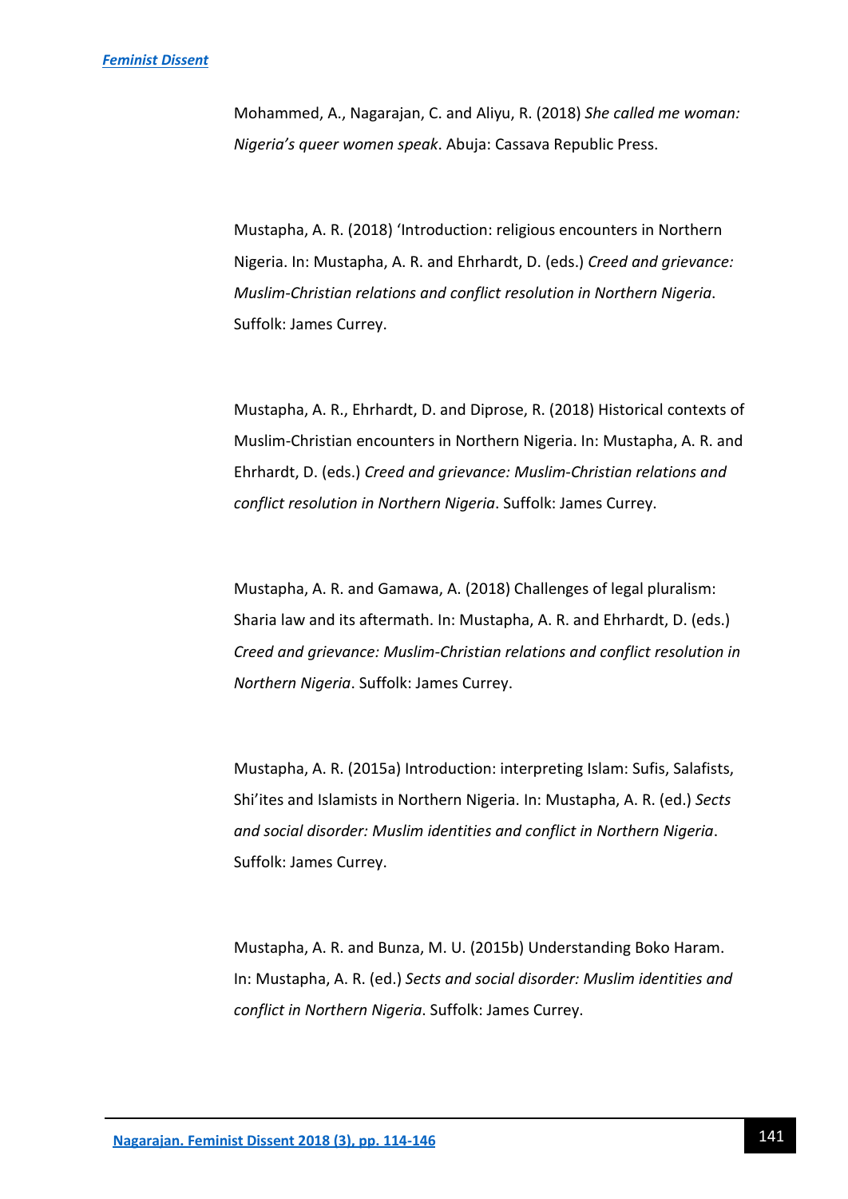Mohammed, A., Nagarajan, C. and Aliyu, R. (2018) *She called me woman: Nigeria's queer women speak*. Abuja: Cassava Republic Press.

Mustapha, A. R. (2018) 'Introduction: religious encounters in Northern Nigeria. In: Mustapha, A. R. and Ehrhardt, D. (eds.) *Creed and grievance: Muslim-Christian relations and conflict resolution in Northern Nigeria*. Suffolk: James Currey.

Mustapha, A. R., Ehrhardt, D. and Diprose, R. (2018) Historical contexts of Muslim-Christian encounters in Northern Nigeria. In: Mustapha, A. R. and Ehrhardt, D. (eds.) *Creed and grievance: Muslim-Christian relations and conflict resolution in Northern Nigeria*. Suffolk: James Currey.

Mustapha, A. R. and Gamawa, A. (2018) Challenges of legal pluralism: Sharia law and its aftermath. In: Mustapha, A. R. and Ehrhardt, D. (eds.) *Creed and grievance: Muslim-Christian relations and conflict resolution in Northern Nigeria*. Suffolk: James Currey.

Mustapha, A. R. (2015a) Introduction: interpreting Islam: Sufis, Salafists, Shi'ites and Islamists in Northern Nigeria. In: Mustapha, A. R. (ed.) *Sects and social disorder: Muslim identities and conflict in Northern Nigeria*. Suffolk: James Currey.

Mustapha, A. R. and Bunza, M. U. (2015b) Understanding Boko Haram. In: Mustapha, A. R. (ed.) *Sects and social disorder: Muslim identities and conflict in Northern Nigeria*. Suffolk: James Currey.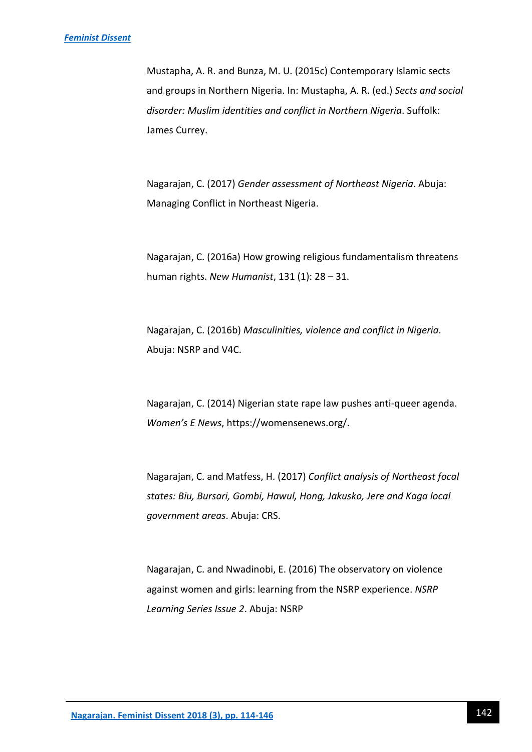Mustapha, A. R. and Bunza, M. U. (2015c) Contemporary Islamic sects and groups in Northern Nigeria. In: Mustapha, A. R. (ed.) *Sects and social disorder: Muslim identities and conflict in Northern Nigeria*. Suffolk: James Currey.

Nagarajan, C. (2017) *Gender assessment of Northeast Nigeria*. Abuja: Managing Conflict in Northeast Nigeria.

Nagarajan, C. (2016a) How growing religious fundamentalism threatens human rights. *New Humanist*, 131 (1): 28 – 31.

Nagarajan, C. (2016b) *Masculinities, violence and conflict in Nigeria*. Abuja: NSRP and V4C.

Nagarajan, C. (2014) Nigerian state rape law pushes anti-queer agenda. *Women's E News*, https://womensenews.org/.

Nagarajan, C. and Matfess, H. (2017) *Conflict analysis of Northeast focal states: Biu, Bursari, Gombi, Hawul, Hong, Jakusko, Jere and Kaga local government areas*. Abuja: CRS.

Nagarajan, C. and Nwadinobi, E. (2016) The observatory on violence against women and girls: learning from the NSRP experience. *NSRP Learning Series Issue 2*. Abuja: NSRP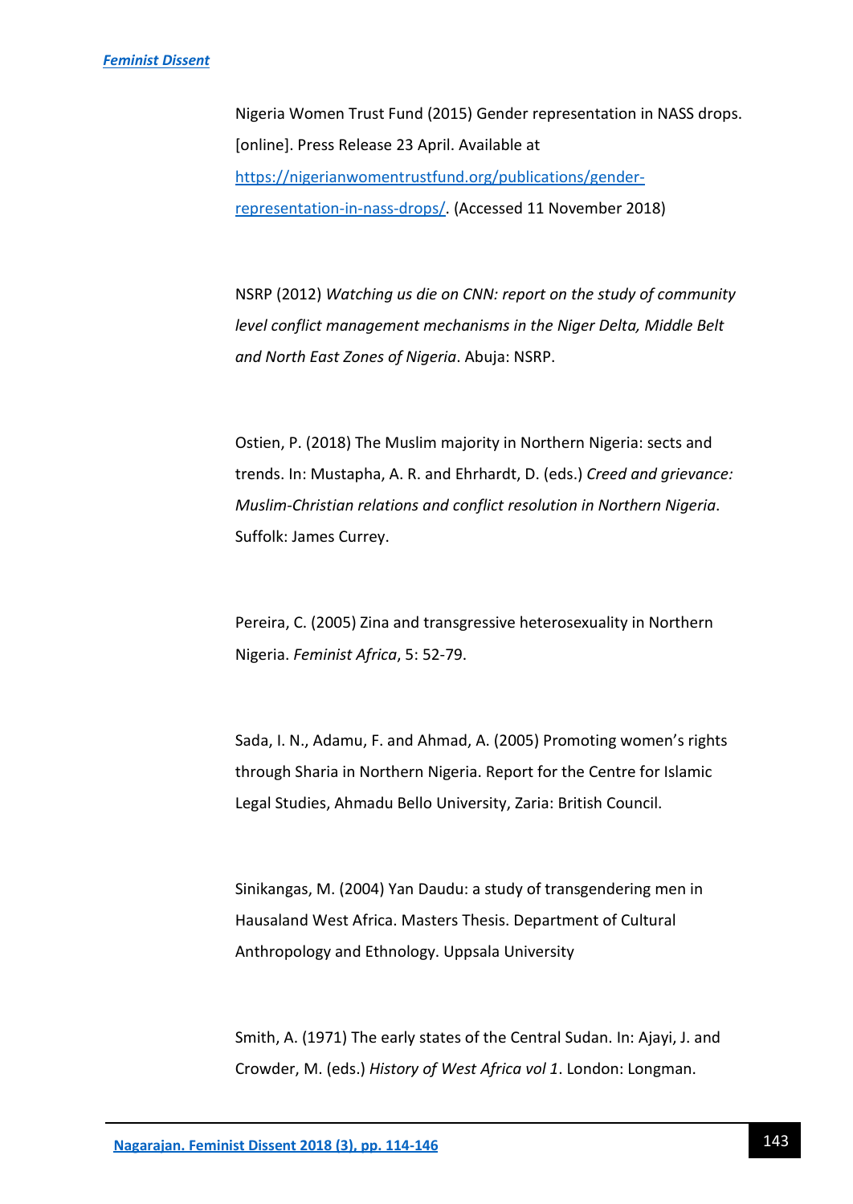Nigeria Women Trust Fund (2015) Gender representation in NASS drops. [online]. Press Release 23 April. Available at [https://nigerianwomentrustfund.org/publications/gender-representation-in-nass-drops/](https://nigerianwomentrustfund.org/publications/gender-representation-in-nass-drops/). (Accessed 11 November 2018)

NSRP (2012) *Watching us die on CNN: report on the study of community level conflict management mechanisms in the Niger Delta, Middle Belt and North East Zones of Nigeria*. Abuja: NSRP.

Ostien, P. (2018) The Muslim majority in Northern Nigeria: sects and trends. In: Mustapha, A. R. and Ehrhardt, D. (eds.) *Creed and grievance: Muslim-Christian relations and conflict resolution in Northern Nigeria*. Suffolk: James Currey.

Pereira, C. (2005) Zina and transgressive heterosexuality in Northern Nigeria. *Feminist Africa*, 5: 52-79.

Sada, I. N., Adamu, F. and Ahmad, A. (2005) Promoting women's rights through Sharia in Northern Nigeria. Report for the Centre for Islamic Legal Studies, Ahmadu Bello University, Zaria: British Council.

Sinikangas, M. (2004) Yan Daudu: a study of transgendering men in Hausaland West Africa. Masters Thesis. Department of Cultural Anthropology and Ethnology. Uppsala University

Smith, A. (1971) The early states of the Central Sudan. In: Ajayi, J. and Crowder, M. (eds.) *History of West Africa vol 1*. London: Longman.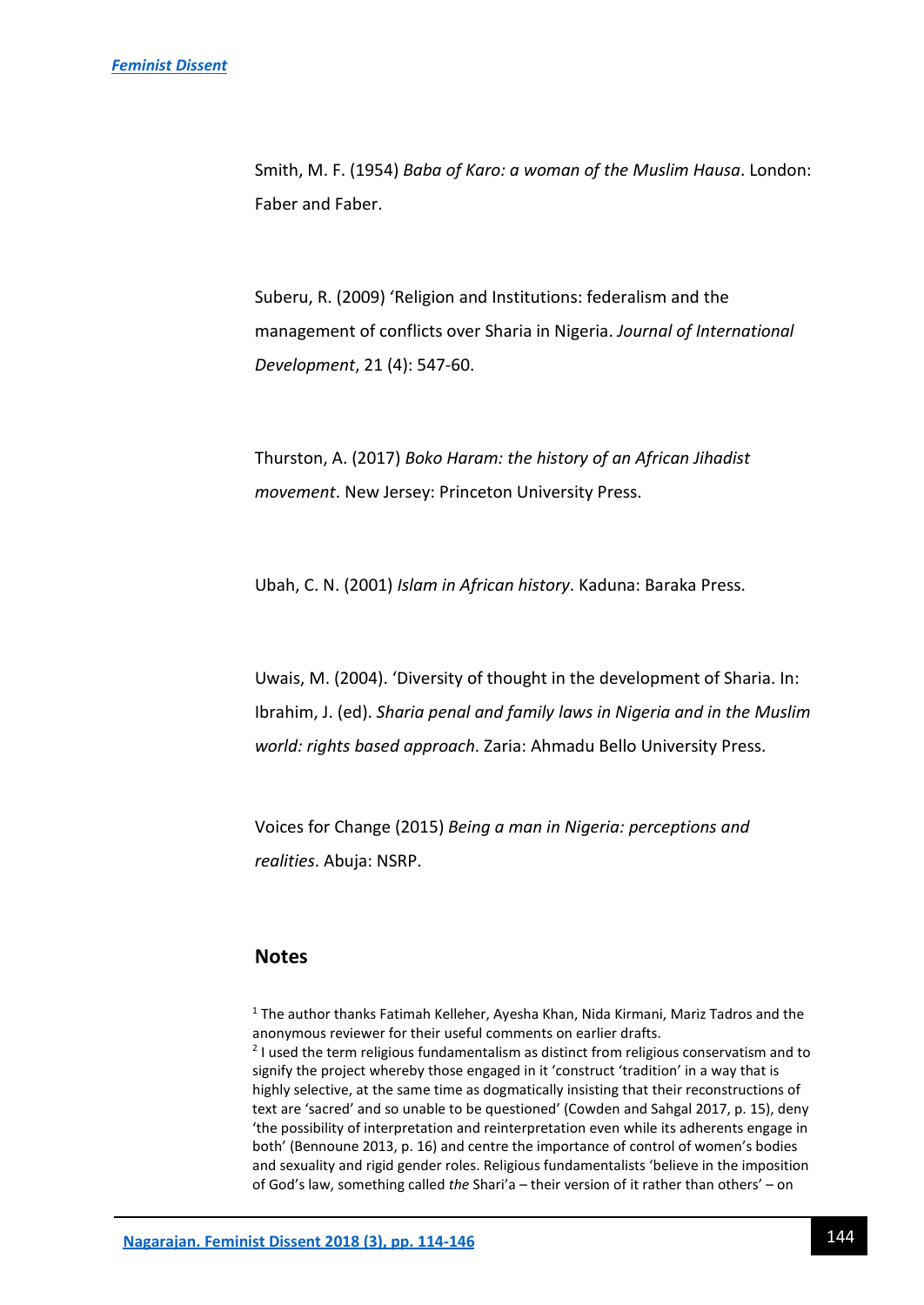Smith, M. F. (1954) *Baba of Karo: a woman of the Muslim Hausa*. London: Faber and Faber.

Suberu, R. (2009) 'Religion and Institutions: federalism and the management of conflicts over Sharia in Nigeria. *Journal of International Development*, 21 (4): 547-60.

Thurston, A. (2017) *Boko Haram: the history of an African Jihadist movement*. New Jersey: Princeton University Press.

Ubah, C. N. (2001) *Islam in African history*. Kaduna: Baraka Press.

Uwais, M. (2004). 'Diversity of thought in the development of Sharia. In: Ibrahim, J. (ed). *Sharia penal and family laws in Nigeria and in the Muslim world: rights based approach*. Zaria: Ahmadu Bello University Press.

Voices for Change (2015) *Being a man in Nigeria: perceptions and realities*. Abuja: NSRP.

## Notes

[1] The author thanks Fatimah Kelleher, Ayesha Khan, Nida Kirmani, Mariz Tadros and the anonymous reviewer for their useful comments on earlier drafts.

[2] I used the term religious fundamentalism as distinct from religious conservatism and to signify the project whereby those engaged in it 'construct 'tradition' in a way that is highly selective, at the same time as dogmatically insisting that their reconstructions of text are 'sacred' and so unable to be questioned' (Cowden and Sahgal 2017, p. 15), deny 'the possibility of interpretation and reinterpretation even while its adherents engage in both' (Bennoune 2013, p. 16) and centre the importance of control of women's bodies and sexuality and rigid gender roles. Religious fundamentalists 'believe in the imposition of God's law, something called *the* Shari'a – their version of it rather than others' – on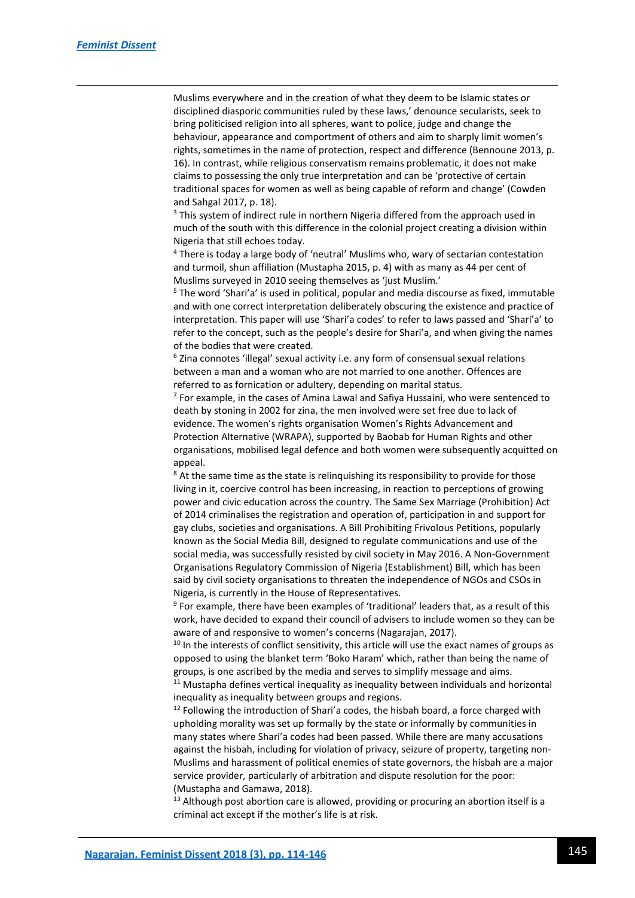Muslims everywhere and in the creation of what they deem to be Islamic states or disciplined diasporic communities ruled by these laws,' denounce secularists, seek to bring politicised religion into all spheres, want to police, judge and change the behaviour, appearance and comportment of others and aim to sharply limit women's rights, sometimes in the name of protection, respect and difference (Bennoune 2013, p. 16). In contrast, while religious conservatism remains problematic, it does not make claims to possessing the only true interpretation and can be 'protective of certain traditional spaces for women as well as being capable of reform and change' (Cowden and Sahgal 2017, p. 18).

[3] This system of indirect rule in northern Nigeria differed from the approach used in much of the south with this difference in the colonial project creating a division within Nigeria that still echoes today.

[4] There is today a large body of 'neutral' Muslims who, wary of sectarian contestation and turmoil, shun affiliation (Mustapha 2015, p. 4) with as many as 44 per cent of Muslims surveyed in 2010 seeing themselves as 'just Muslim.'

[5] The word 'Shari'a' is used in political, popular and media discourse as fixed, immutable and with one correct interpretation deliberately obscuring the existence and practice of interpretation. This paper will use 'Shari'a codes' to refer to laws passed and 'Shari'a' to refer to the concept, such as the people's desire for Shari'a, and when giving the names of the bodies that were created.

[6] Zina connotes 'illegal' sexual activity i.e. any form of consensual sexual relations between a man and a woman who are not married to one another. Offences are referred to as fornication or adultery, depending on marital status.

[7] For example, in the cases of Amina Lawal and Safiya Hussaini, who were sentenced to death by stoning in 2002 for zina, the men involved were set free due to lack of evidence. The women's rights organisation Women's Rights Advancement and Protection Alternative (WRAPA), supported by Baobab for Human Rights and other organisations, mobilised legal defence and both women were subsequently acquitted on appeal.

[8] At the same time as the state is relinquishing its responsibility to provide for those living in it, coercive control has been increasing, in reaction to perceptions of growing power and civic education across the country. The Same Sex Marriage (Prohibition) Act of 2014 criminalises the registration and operation of, participation in and support for gay clubs, societies and organisations. A Bill Prohibiting Frivolous Petitions, popularly known as the Social Media Bill, designed to regulate communications and use of the social media, was successfully resisted by civil society in May 2016. A Non-Government Organisations Regulatory Commission of Nigeria (Establishment) Bill, which has been said by civil society organisations to threaten the independence of NGOs and CSOs in Nigeria, is currently in the House of Representatives.

[9] For example, there have been examples of 'traditional' leaders that, as a result of this work, have decided to expand their council of advisers to include women so they can be aware of and responsive to women's concerns (Nagarajan, 2017).

[10] In the interests of conflict sensitivity, this article will use the exact names of groups as opposed to using the blanket term 'Boko Haram' which, rather than being the name of groups, is one ascribed by the media and serves to simplify message and aims.

[11] Mustapha defines vertical inequality as inequality between individuals and horizontal inequality as inequality between groups and regions.

[12] Following the introduction of Shari'a codes, the hisbah board, a force charged with upholding morality was set up formally by the state or informally by communities in many states where Shari'a codes had been passed. While there are many accusations against the hisbah, including for violation of privacy, seizure of property, targeting non-Muslims and harassment of political enemies of state governors, the hisbah are a major service provider, particularly of arbitration and dispute resolution for the poor: (Mustapha and Gamawa, 2018).

[13] Although post abortion care is allowed, providing or procuring an abortion itself is a criminal act except if the mother's life is at risk.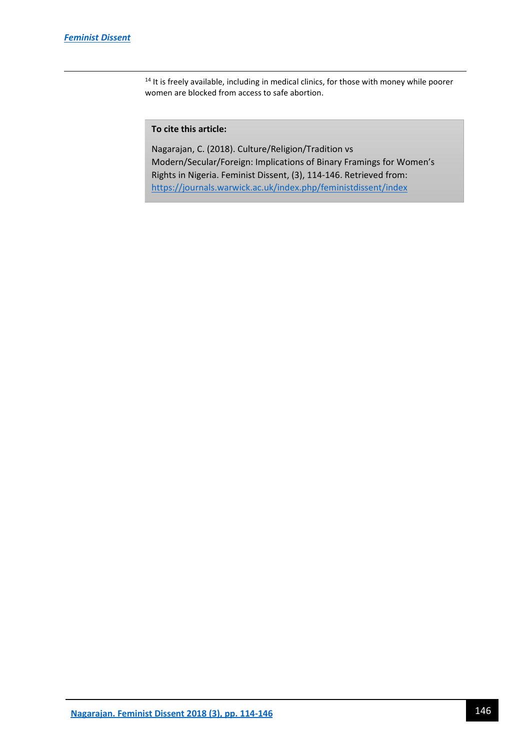[14] It is freely available, including in medical clinics, for those with money while poorer women are blocked from access to safe abortion.

**To cite this article:**

Nagarajan, C. (2018). Culture/Religion/Tradition vs Modern/Secular/Foreign: Implications of Binary Framings for Women's Rights in Nigeria. Feminist Dissent, (3), 114-146. Retrieved from: https://journals.warwick.ac.uk/index.php/feministdissent/index